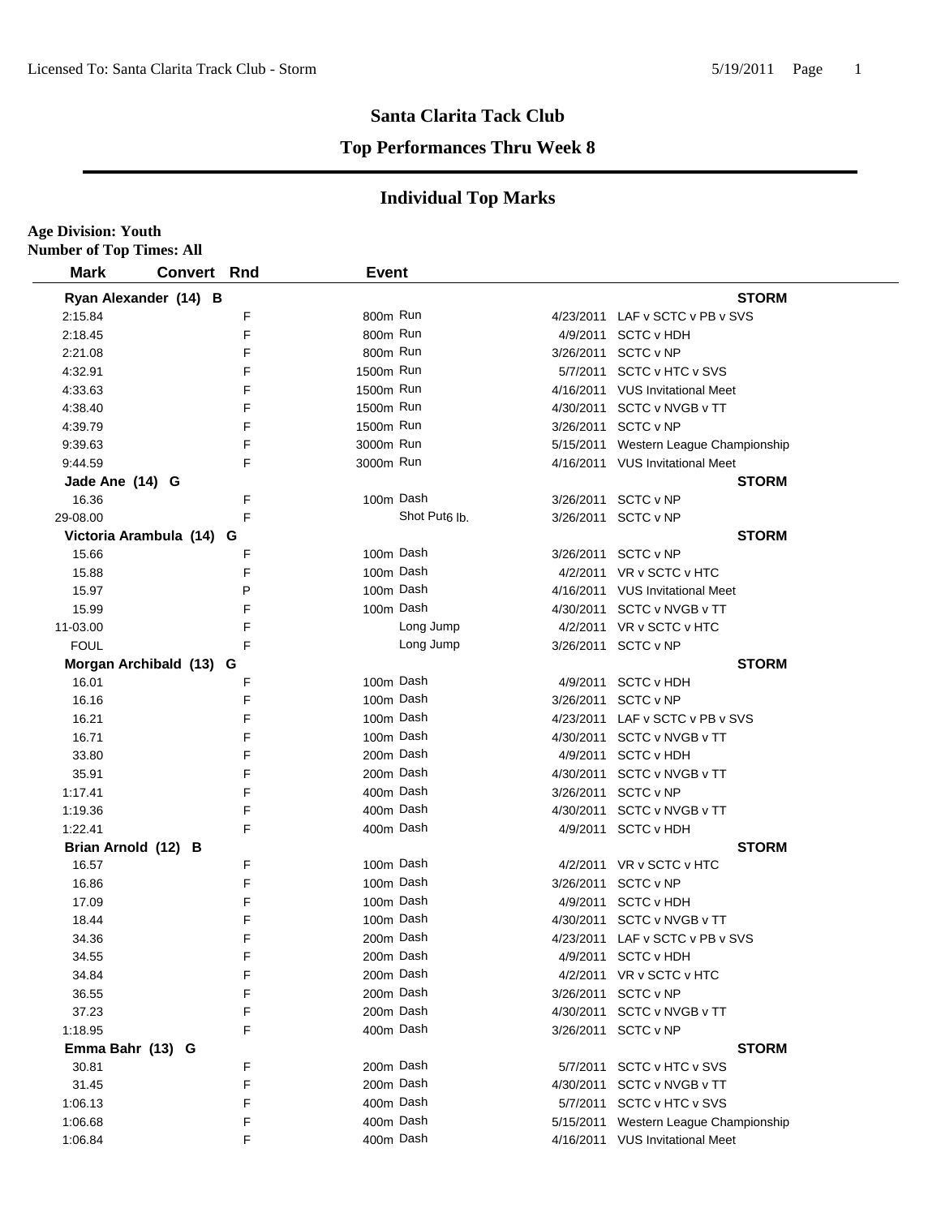# Santa Clarita Tack Club

## Top Performances Thru Week 8

## Individual Top Marks

**Age Division: Youth**
**Number of Top Times: All**

| Mark | Convert | Rnd | Event | Date | Meet |
|---|---|---|---|---|---|
| **Ryan Alexander (14) B** | | | | | **STORM** |
| 2:15.84 | | F | 800m Run | 4/23/2011 | LAF v SCTC v PB v SVS |
| 2:18.45 | | F | 800m Run | 4/9/2011 | SCTC v HDH |
| 2:21.08 | | F | 800m Run | 3/26/2011 | SCTC v NP |
| 4:32.91 | | F | 1500m Run | 5/7/2011 | SCTC v HTC v SVS |
| 4:33.63 | | F | 1500m Run | 4/16/2011 | VUS Invitational Meet |
| 4:38.40 | | F | 1500m Run | 4/30/2011 | SCTC v NVGB v TT |
| 4:39.79 | | F | 1500m Run | 3/26/2011 | SCTC v NP |
| 9:39.63 | | F | 3000m Run | 5/15/2011 | Western League Championship |
| 9:44.59 | | F | 3000m Run | 4/16/2011 | VUS Invitational Meet |
| **Jade Ane (14) G** | | | | | **STORM** |
| 16.36 | | F | 100m Dash | 3/26/2011 | SCTC v NP |
| 29-08.00 | | F | Shot Put 6 lb. | 3/26/2011 | SCTC v NP |
| **Victoria Arambula (14) G** | | | | | **STORM** |
| 15.66 | | F | 100m Dash | 3/26/2011 | SCTC v NP |
| 15.88 | | F | 100m Dash | 4/2/2011 | VR v SCTC v HTC |
| 15.97 | | P | 100m Dash | 4/16/2011 | VUS Invitational Meet |
| 15.99 | | F | 100m Dash | 4/30/2011 | SCTC v NVGB v TT |
| 11-03.00 | | F | Long Jump | 4/2/2011 | VR v SCTC v HTC |
| FOUL | | F | Long Jump | 3/26/2011 | SCTC v NP |
| **Morgan Archibald (13) G** | | | | | **STORM** |
| 16.01 | | F | 100m Dash | 4/9/2011 | SCTC v HDH |
| 16.16 | | F | 100m Dash | 3/26/2011 | SCTC v NP |
| 16.21 | | F | 100m Dash | 4/23/2011 | LAF v SCTC v PB v SVS |
| 16.71 | | F | 100m Dash | 4/30/2011 | SCTC v NVGB v TT |
| 33.80 | | F | 200m Dash | 4/9/2011 | SCTC v HDH |
| 35.91 | | F | 200m Dash | 4/30/2011 | SCTC v NVGB v TT |
| 1:17.41 | | F | 400m Dash | 3/26/2011 | SCTC v NP |
| 1:19.36 | | F | 400m Dash | 4/30/2011 | SCTC v NVGB v TT |
| 1:22.41 | | F | 400m Dash | 4/9/2011 | SCTC v HDH |
| **Brian Arnold (12) B** | | | | | **STORM** |
| 16.57 | | F | 100m Dash | 4/2/2011 | VR v SCTC v HTC |
| 16.86 | | F | 100m Dash | 3/26/2011 | SCTC v NP |
| 17.09 | | F | 100m Dash | 4/9/2011 | SCTC v HDH |
| 18.44 | | F | 100m Dash | 4/30/2011 | SCTC v NVGB v TT |
| 34.36 | | F | 200m Dash | 4/23/2011 | LAF v SCTC v PB v SVS |
| 34.55 | | F | 200m Dash | 4/9/2011 | SCTC v HDH |
| 34.84 | | F | 200m Dash | 4/2/2011 | VR v SCTC v HTC |
| 36.55 | | F | 200m Dash | 3/26/2011 | SCTC v NP |
| 37.23 | | F | 200m Dash | 4/30/2011 | SCTC v NVGB v TT |
| 1:18.95 | | F | 400m Dash | 3/26/2011 | SCTC v NP |
| **Emma Bahr (13) G** | | | | | **STORM** |
| 30.81 | | F | 200m Dash | 5/7/2011 | SCTC v HTC v SVS |
| 31.45 | | F | 200m Dash | 4/30/2011 | SCTC v NVGB v TT |
| 1:06.13 | | F | 400m Dash | 5/7/2011 | SCTC v HTC v SVS |
| 1:06.68 | | F | 400m Dash | 5/15/2011 | Western League Championship |
| 1:06.84 | | F | 400m Dash | 4/16/2011 | VUS Invitational Meet |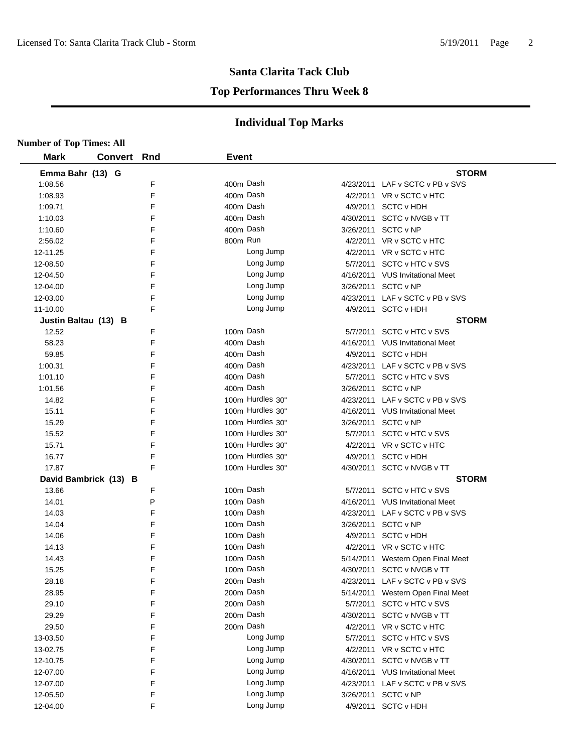## Santa Clarita Tack Club

### Top Performances Thru Week 8

### Individual Top Marks

**Number of Top Times: All**

| Mark | Convert | Rnd | Event | Date | Meet |
|---|---|---|---|---|---|
| **Emma Bahr (13) G** | | | | | **STORM** |
| 1:08.56 | | F | 400m Dash | 4/23/2011 | LAF v SCTC v PB v SVS |
| 1:08.93 | | F | 400m Dash | 4/2/2011 | VR v SCTC v HTC |
| 1:09.71 | | F | 400m Dash | 4/9/2011 | SCTC v HDH |
| 1:10.03 | | F | 400m Dash | 4/30/2011 | SCTC v NVGB v TT |
| 1:10.60 | | F | 400m Dash | 3/26/2011 | SCTC v NP |
| 2:56.02 | | F | 800m Run | 4/2/2011 | VR v SCTC v HTC |
| 12-11.25 | | F | Long Jump | 4/2/2011 | VR v SCTC v HTC |
| 12-08.50 | | F | Long Jump | 5/7/2011 | SCTC v HTC v SVS |
| 12-04.50 | | F | Long Jump | 4/16/2011 | VUS Invitational Meet |
| 12-04.00 | | F | Long Jump | 3/26/2011 | SCTC v NP |
| 12-03.00 | | F | Long Jump | 4/23/2011 | LAF v SCTC v PB v SVS |
| 11-10.00 | | F | Long Jump | 4/9/2011 | SCTC v HDH |
| **Justin Baltau (13) B** | | | | | **STORM** |
| 12.52 | | F | 100m Dash | 5/7/2011 | SCTC v HTC v SVS |
| 58.23 | | F | 400m Dash | 4/16/2011 | VUS Invitational Meet |
| 59.85 | | F | 400m Dash | 4/9/2011 | SCTC v HDH |
| 1:00.31 | | F | 400m Dash | 4/23/2011 | LAF v SCTC v PB v SVS |
| 1:01.10 | | F | 400m Dash | 5/7/2011 | SCTC v HTC v SVS |
| 1:01.56 | | F | 400m Dash | 3/26/2011 | SCTC v NP |
| 14.82 | | F | 100m Hurdles 30" | 4/23/2011 | LAF v SCTC v PB v SVS |
| 15.11 | | F | 100m Hurdles 30" | 4/16/2011 | VUS Invitational Meet |
| 15.29 | | F | 100m Hurdles 30" | 3/26/2011 | SCTC v NP |
| 15.52 | | F | 100m Hurdles 30" | 5/7/2011 | SCTC v HTC v SVS |
| 15.71 | | F | 100m Hurdles 30" | 4/2/2011 | VR v SCTC v HTC |
| 16.77 | | F | 100m Hurdles 30" | 4/9/2011 | SCTC v HDH |
| 17.87 | | F | 100m Hurdles 30" | 4/30/2011 | SCTC v NVGB v TT |
| **David Bambrick (13) B** | | | | | **STORM** |
| 13.66 | | F | 100m Dash | 5/7/2011 | SCTC v HTC v SVS |
| 14.01 | | P | 100m Dash | 4/16/2011 | VUS Invitational Meet |
| 14.03 | | F | 100m Dash | 4/23/2011 | LAF v SCTC v PB v SVS |
| 14.04 | | F | 100m Dash | 3/26/2011 | SCTC v NP |
| 14.06 | | F | 100m Dash | 4/9/2011 | SCTC v HDH |
| 14.13 | | F | 100m Dash | 4/2/2011 | VR v SCTC v HTC |
| 14.43 | | F | 100m Dash | 5/14/2011 | Western Open Final Meet |
| 15.25 | | F | 100m Dash | 4/30/2011 | SCTC v NVGB v TT |
| 28.18 | | F | 200m Dash | 4/23/2011 | LAF v SCTC v PB v SVS |
| 28.95 | | F | 200m Dash | 5/14/2011 | Western Open Final Meet |
| 29.10 | | F | 200m Dash | 5/7/2011 | SCTC v HTC v SVS |
| 29.29 | | F | 200m Dash | 4/30/2011 | SCTC v NVGB v TT |
| 29.50 | | F | 200m Dash | 4/2/2011 | VR v SCTC v HTC |
| 13-03.50 | | F | Long Jump | 5/7/2011 | SCTC v HTC v SVS |
| 13-02.75 | | F | Long Jump | 4/2/2011 | VR v SCTC v HTC |
| 12-10.75 | | F | Long Jump | 4/30/2011 | SCTC v NVGB v TT |
| 12-07.00 | | F | Long Jump | 4/16/2011 | VUS Invitational Meet |
| 12-07.00 | | F | Long Jump | 4/23/2011 | LAF v SCTC v PB v SVS |
| 12-05.50 | | F | Long Jump | 3/26/2011 | SCTC v NP |
| 12-04.00 | | F | Long Jump | 4/9/2011 | SCTC v HDH |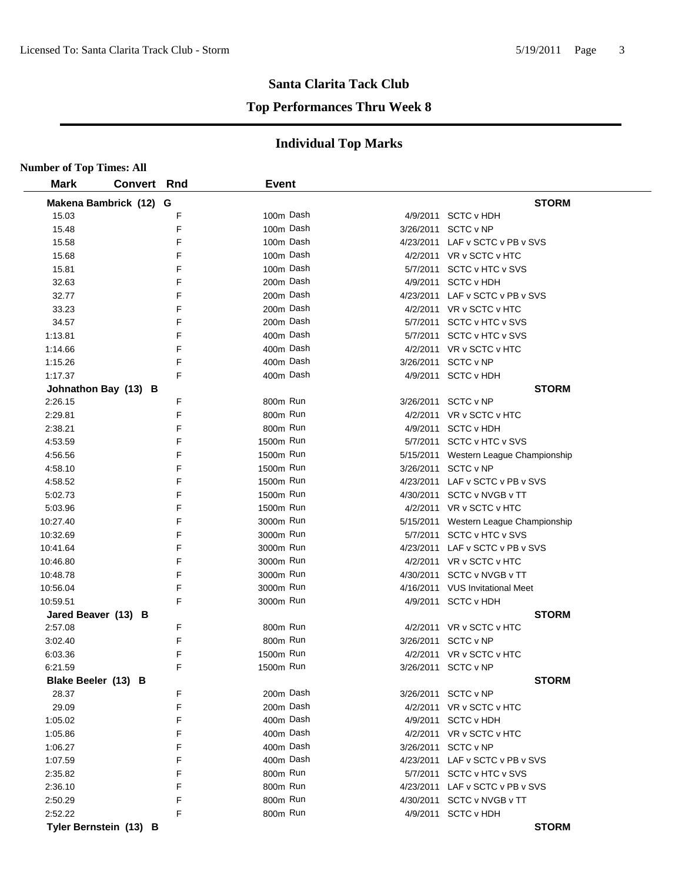## Santa Clarita Tack Club

## Top Performances Thru Week 8

### Individual Top Marks

**Number of Top Times: All**

| Mark | Convert | Rnd | Event | Date | Meet |
|---|---|---|---|---|---|
| **Makena Bambrick (12) G** | | | | | **STORM** |
| 15.03 | | F | 100m Dash | 4/9/2011 | SCTC v HDH |
| 15.48 | | F | 100m Dash | 3/26/2011 | SCTC v NP |
| 15.58 | | F | 100m Dash | 4/23/2011 | LAF v SCTC v PB v SVS |
| 15.68 | | F | 100m Dash | 4/2/2011 | VR v SCTC v HTC |
| 15.81 | | F | 100m Dash | 5/7/2011 | SCTC v HTC v SVS |
| 32.63 | | F | 200m Dash | 4/9/2011 | SCTC v HDH |
| 32.77 | | F | 200m Dash | 4/23/2011 | LAF v SCTC v PB v SVS |
| 33.23 | | F | 200m Dash | 4/2/2011 | VR v SCTC v HTC |
| 34.57 | | F | 200m Dash | 5/7/2011 | SCTC v HTC v SVS |
| 1:13.81 | | F | 400m Dash | 5/7/2011 | SCTC v HTC v SVS |
| 1:14.66 | | F | 400m Dash | 4/2/2011 | VR v SCTC v HTC |
| 1:15.26 | | F | 400m Dash | 3/26/2011 | SCTC v NP |
| 1:17.37 | | F | 400m Dash | 4/9/2011 | SCTC v HDH |
| **Johnathon Bay (13) B** | | | | | **STORM** |
| 2:26.15 | | F | 800m Run | 3/26/2011 | SCTC v NP |
| 2:29.81 | | F | 800m Run | 4/2/2011 | VR v SCTC v HTC |
| 2:38.21 | | F | 800m Run | 4/9/2011 | SCTC v HDH |
| 4:53.59 | | F | 1500m Run | 5/7/2011 | SCTC v HTC v SVS |
| 4:56.56 | | F | 1500m Run | 5/15/2011 | Western League Championship |
| 4:58.10 | | F | 1500m Run | 3/26/2011 | SCTC v NP |
| 4:58.52 | | F | 1500m Run | 4/23/2011 | LAF v SCTC v PB v SVS |
| 5:02.73 | | F | 1500m Run | 4/30/2011 | SCTC v NVGB v TT |
| 5:03.96 | | F | 1500m Run | 4/2/2011 | VR v SCTC v HTC |
| 10:27.40 | | F | 3000m Run | 5/15/2011 | Western League Championship |
| 10:32.69 | | F | 3000m Run | 5/7/2011 | SCTC v HTC v SVS |
| 10:41.64 | | F | 3000m Run | 4/23/2011 | LAF v SCTC v PB v SVS |
| 10:46.80 | | F | 3000m Run | 4/2/2011 | VR v SCTC v HTC |
| 10:48.78 | | F | 3000m Run | 4/30/2011 | SCTC v NVGB v TT |
| 10:56.04 | | F | 3000m Run | 4/16/2011 | VUS Invitational Meet |
| 10:59.51 | | F | 3000m Run | 4/9/2011 | SCTC v HDH |
| **Jared Beaver (13) B** | | | | | **STORM** |
| 2:57.08 | | F | 800m Run | 4/2/2011 | VR v SCTC v HTC |
| 3:02.40 | | F | 800m Run | 3/26/2011 | SCTC v NP |
| 6:03.36 | | F | 1500m Run | 4/2/2011 | VR v SCTC v HTC |
| 6:21.59 | | F | 1500m Run | 3/26/2011 | SCTC v NP |
| **Blake Beeler (13) B** | | | | | **STORM** |
| 28.37 | | F | 200m Dash | 3/26/2011 | SCTC v NP |
| 29.09 | | F | 200m Dash | 4/2/2011 | VR v SCTC v HTC |
| 1:05.02 | | F | 400m Dash | 4/9/2011 | SCTC v HDH |
| 1:05.86 | | F | 400m Dash | 4/2/2011 | VR v SCTC v HTC |
| 1:06.27 | | F | 400m Dash | 3/26/2011 | SCTC v NP |
| 1:07.59 | | F | 400m Dash | 4/23/2011 | LAF v SCTC v PB v SVS |
| 2:35.82 | | F | 800m Run | 5/7/2011 | SCTC v HTC v SVS |
| 2:36.10 | | F | 800m Run | 4/23/2011 | LAF v SCTC v PB v SVS |
| 2:50.29 | | F | 800m Run | 4/30/2011 | SCTC v NVGB v TT |
| 2:52.22 | | F | 800m Run | 4/9/2011 | SCTC v HDH |
| **Tyler Bernstein (13) B** | | | | | **STORM** |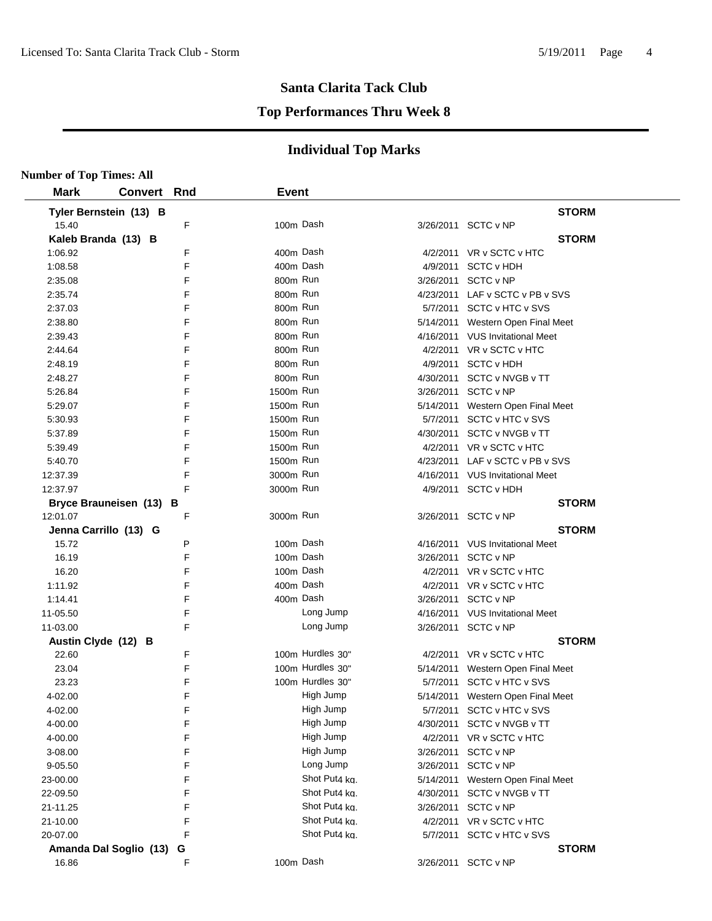## Santa Clarita Tack Club

## Top Performances Thru Week 8

## Individual Top Marks

**Number of Top Times: All**

| Mark | Convert | Rnd | Event | Date | Meet |
|---|---|---|---|---|---|
| **Tyler Bernstein (13) B** | | | | | **STORM** |
| 15.40 | | F | 100m Dash | 3/26/2011 | SCTC v NP |
| **Kaleb Branda (13) B** | | | | | **STORM** |
| 1:06.92 | | F | 400m Dash | 4/2/2011 | VR v SCTC v HTC |
| 1:08.58 | | F | 400m Dash | 4/9/2011 | SCTC v HDH |
| 2:35.08 | | F | 800m Run | 3/26/2011 | SCTC v NP |
| 2:35.74 | | F | 800m Run | 4/23/2011 | LAF v SCTC v PB v SVS |
| 2:37.03 | | F | 800m Run | 5/7/2011 | SCTC v HTC v SVS |
| 2:38.80 | | F | 800m Run | 5/14/2011 | Western Open Final Meet |
| 2:39.43 | | F | 800m Run | 4/16/2011 | VUS Invitational Meet |
| 2:44.64 | | F | 800m Run | 4/2/2011 | VR v SCTC v HTC |
| 2:48.19 | | F | 800m Run | 4/9/2011 | SCTC v HDH |
| 2:48.27 | | F | 800m Run | 4/30/2011 | SCTC v NVGB v TT |
| 5:26.84 | | F | 1500m Run | 3/26/2011 | SCTC v NP |
| 5:29.07 | | F | 1500m Run | 5/14/2011 | Western Open Final Meet |
| 5:30.93 | | F | 1500m Run | 5/7/2011 | SCTC v HTC v SVS |
| 5:37.89 | | F | 1500m Run | 4/30/2011 | SCTC v NVGB v TT |
| 5:39.49 | | F | 1500m Run | 4/2/2011 | VR v SCTC v HTC |
| 5:40.70 | | F | 1500m Run | 4/23/2011 | LAF v SCTC v PB v SVS |
| 12:37.39 | | F | 3000m Run | 4/16/2011 | VUS Invitational Meet |
| 12:37.97 | | F | 3000m Run | 4/9/2011 | SCTC v HDH |
| **Bryce Brauneisen (13) B** | | | | | **STORM** |
| 12:01.07 | | F | 3000m Run | 3/26/2011 | SCTC v NP |
| **Jenna Carrillo (13) G** | | | | | **STORM** |
| 15.72 | | P | 100m Dash | 4/16/2011 | VUS Invitational Meet |
| 16.19 | | F | 100m Dash | 3/26/2011 | SCTC v NP |
| 16.20 | | F | 100m Dash | 4/2/2011 | VR v SCTC v HTC |
| 1:11.92 | | F | 400m Dash | 4/2/2011 | VR v SCTC v HTC |
| 1:14.41 | | F | 400m Dash | 3/26/2011 | SCTC v NP |
| 11-05.50 | | F | Long Jump | 4/16/2011 | VUS Invitational Meet |
| 11-03.00 | | F | Long Jump | 3/26/2011 | SCTC v NP |
| **Austin Clyde (12) B** | | | | | **STORM** |
| 22.60 | | F | 100m Hurdles 30" | 4/2/2011 | VR v SCTC v HTC |
| 23.04 | | F | 100m Hurdles 30" | 5/14/2011 | Western Open Final Meet |
| 23.23 | | F | 100m Hurdles 30" | 5/7/2011 | SCTC v HTC v SVS |
| 4-02.00 | | F | High Jump | 5/14/2011 | Western Open Final Meet |
| 4-02.00 | | F | High Jump | 5/7/2011 | SCTC v HTC v SVS |
| 4-00.00 | | F | High Jump | 4/30/2011 | SCTC v NVGB v TT |
| 4-00.00 | | F | High Jump | 4/2/2011 | VR v SCTC v HTC |
| 3-08.00 | | F | High Jump | 3/26/2011 | SCTC v NP |
| 9-05.50 | | F | Long Jump | 3/26/2011 | SCTC v NP |
| 23-00.00 | | F | Shot Put 4 kg. | 5/14/2011 | Western Open Final Meet |
| 22-09.50 | | F | Shot Put 4 kg. | 4/30/2011 | SCTC v NVGB v TT |
| 21-11.25 | | F | Shot Put 4 kg. | 3/26/2011 | SCTC v NP |
| 21-10.00 | | F | Shot Put 4 kg. | 4/2/2011 | VR v SCTC v HTC |
| 20-07.00 | | F | Shot Put 4 kg. | 5/7/2011 | SCTC v HTC v SVS |
| **Amanda Dal Soglio (13) G** | | | | | **STORM** |
| 16.86 | | F | 100m Dash | 3/26/2011 | SCTC v NP |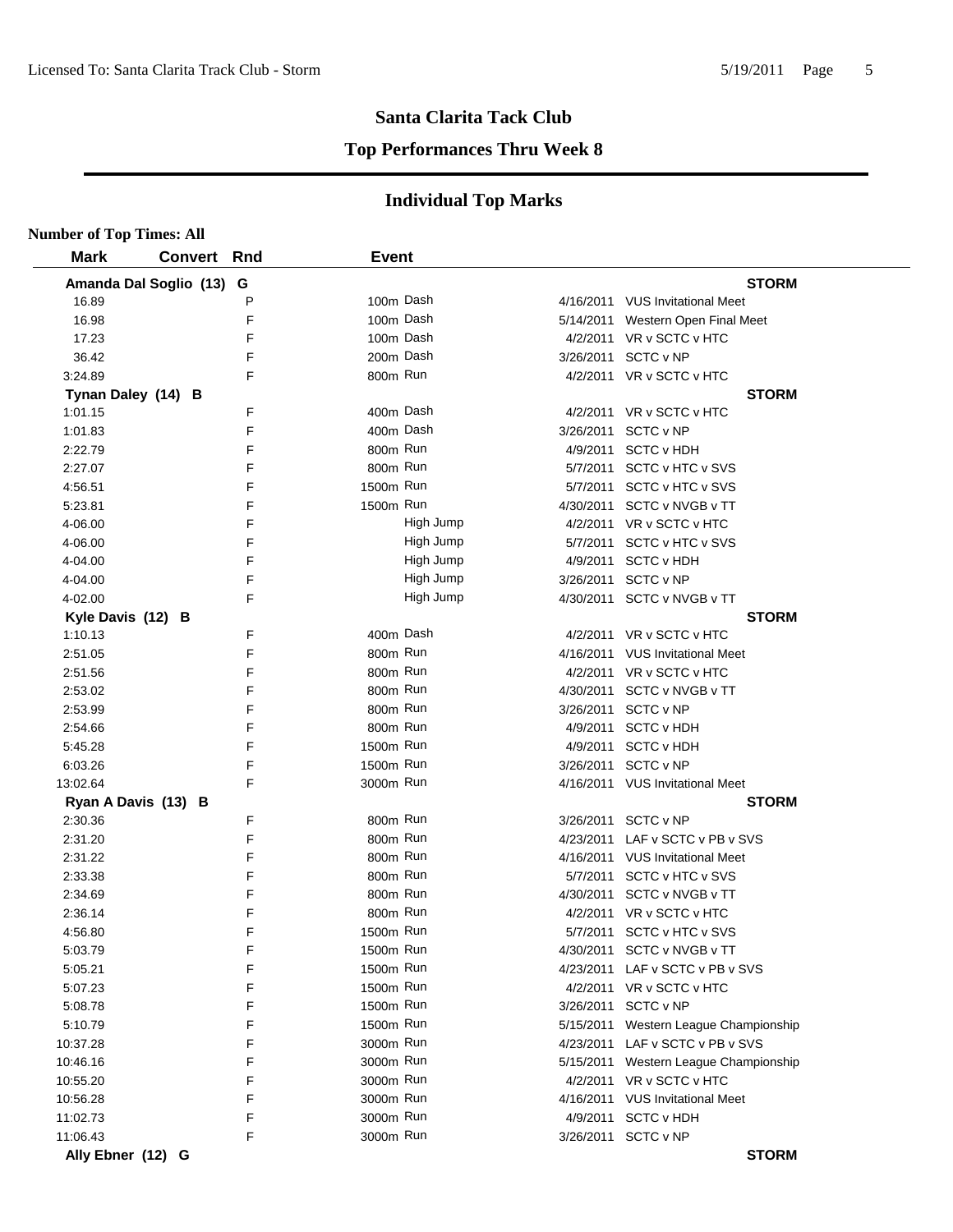# Santa Clarita Tack Club

## Top Performances Thru Week 8

## Individual Top Marks

**Number of Top Times: All**

| Mark | Convert | Rnd | Event | Date | Meet |
|---|---|---|---|---|---|
| **Amanda Dal Soglio (13) G** | | | | | **STORM** |
| 16.89 | | P | 100m Dash | 4/16/2011 | VUS Invitational Meet |
| 16.98 | | F | 100m Dash | 5/14/2011 | Western Open Final Meet |
| 17.23 | | F | 100m Dash | 4/2/2011 | VR v SCTC v HTC |
| 36.42 | | F | 200m Dash | 3/26/2011 | SCTC v NP |
| 3:24.89 | | F | 800m Run | 4/2/2011 | VR v SCTC v HTC |
| **Tynan Daley (14) B** | | | | | **STORM** |
| 1:01.15 | | F | 400m Dash | 4/2/2011 | VR v SCTC v HTC |
| 1:01.83 | | F | 400m Dash | 3/26/2011 | SCTC v NP |
| 2:22.79 | | F | 800m Run | 4/9/2011 | SCTC v HDH |
| 2:27.07 | | F | 800m Run | 5/7/2011 | SCTC v HTC v SVS |
| 4:56.51 | | F | 1500m Run | 5/7/2011 | SCTC v HTC v SVS |
| 5:23.81 | | F | 1500m Run | 4/30/2011 | SCTC v NVGB v TT |
| 4-06.00 | | F | High Jump | 4/2/2011 | VR v SCTC v HTC |
| 4-06.00 | | F | High Jump | 5/7/2011 | SCTC v HTC v SVS |
| 4-04.00 | | F | High Jump | 4/9/2011 | SCTC v HDH |
| 4-04.00 | | F | High Jump | 3/26/2011 | SCTC v NP |
| 4-02.00 | | F | High Jump | 4/30/2011 | SCTC v NVGB v TT |
| **Kyle Davis (12) B** | | | | | **STORM** |
| 1:10.13 | | F | 400m Dash | 4/2/2011 | VR v SCTC v HTC |
| 2:51.05 | | F | 800m Run | 4/16/2011 | VUS Invitational Meet |
| 2:51.56 | | F | 800m Run | 4/2/2011 | VR v SCTC v HTC |
| 2:53.02 | | F | 800m Run | 4/30/2011 | SCTC v NVGB v TT |
| 2:53.99 | | F | 800m Run | 3/26/2011 | SCTC v NP |
| 2:54.66 | | F | 800m Run | 4/9/2011 | SCTC v HDH |
| 5:45.28 | | F | 1500m Run | 4/9/2011 | SCTC v HDH |
| 6:03.26 | | F | 1500m Run | 3/26/2011 | SCTC v NP |
| 13:02.64 | | F | 3000m Run | 4/16/2011 | VUS Invitational Meet |
| **Ryan A Davis (13) B** | | | | | **STORM** |
| 2:30.36 | | F | 800m Run | 3/26/2011 | SCTC v NP |
| 2:31.20 | | F | 800m Run | 4/23/2011 | LAF v SCTC v PB v SVS |
| 2:31.22 | | F | 800m Run | 4/16/2011 | VUS Invitational Meet |
| 2:33.38 | | F | 800m Run | 5/7/2011 | SCTC v HTC v SVS |
| 2:34.69 | | F | 800m Run | 4/30/2011 | SCTC v NVGB v TT |
| 2:36.14 | | F | 800m Run | 4/2/2011 | VR v SCTC v HTC |
| 4:56.80 | | F | 1500m Run | 5/7/2011 | SCTC v HTC v SVS |
| 5:03.79 | | F | 1500m Run | 4/30/2011 | SCTC v NVGB v TT |
| 5:05.21 | | F | 1500m Run | 4/23/2011 | LAF v SCTC v PB v SVS |
| 5:07.23 | | F | 1500m Run | 4/2/2011 | VR v SCTC v HTC |
| 5:08.78 | | F | 1500m Run | 3/26/2011 | SCTC v NP |
| 5:10.79 | | F | 1500m Run | 5/15/2011 | Western League Championship |
| 10:37.28 | | F | 3000m Run | 4/23/2011 | LAF v SCTC v PB v SVS |
| 10:46.16 | | F | 3000m Run | 5/15/2011 | Western League Championship |
| 10:55.20 | | F | 3000m Run | 4/2/2011 | VR v SCTC v HTC |
| 10:56.28 | | F | 3000m Run | 4/16/2011 | VUS Invitational Meet |
| 11:02.73 | | F | 3000m Run | 4/9/2011 | SCTC v HDH |
| 11:06.43 | | F | 3000m Run | 3/26/2011 | SCTC v NP |
| **Ally Ebner (12) G** | | | | | **STORM** |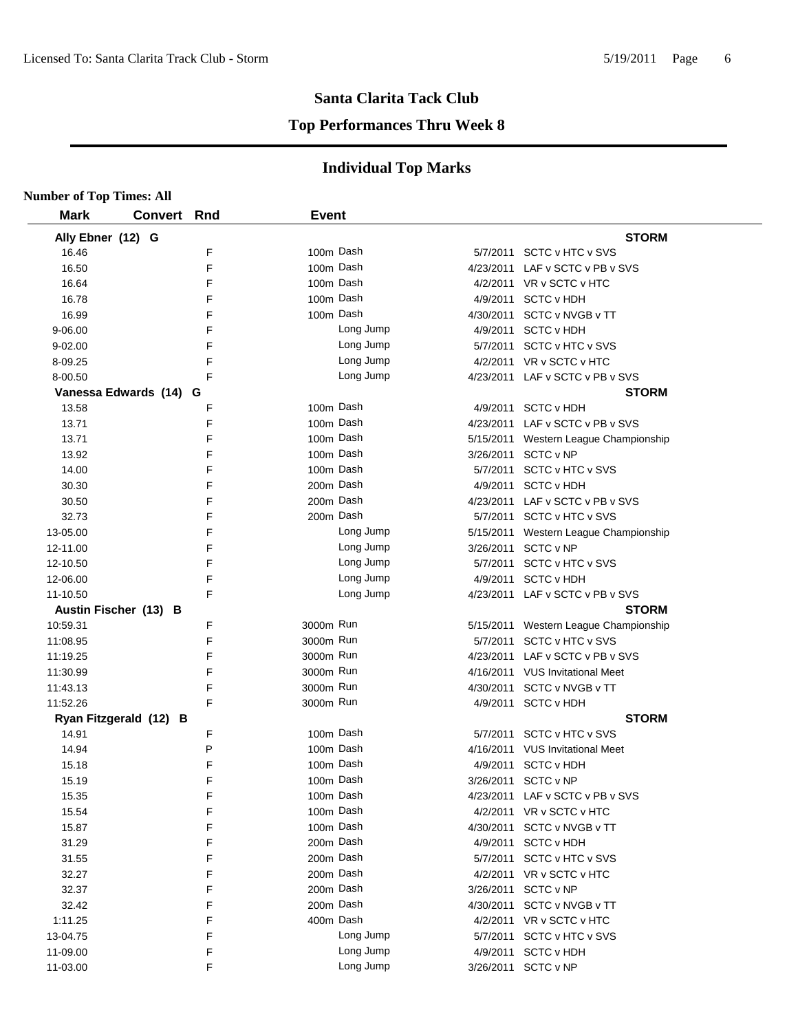# Santa Clarita Tack Club

## Top Performances Thru Week 8

### Individual Top Marks

**Number of Top Times: All**

| Mark | Convert | Rnd | Event | Date | Meet |
|---|---|---|---|---|---|
| **Ally Ebner (12) G** | | | | | **STORM** |
| 16.46 | | F | 100m Dash | 5/7/2011 | SCTC v HTC v SVS |
| 16.50 | | F | 100m Dash | 4/23/2011 | LAF v SCTC v PB v SVS |
| 16.64 | | F | 100m Dash | 4/2/2011 | VR v SCTC v HTC |
| 16.78 | | F | 100m Dash | 4/9/2011 | SCTC v HDH |
| 16.99 | | F | 100m Dash | 4/30/2011 | SCTC v NVGB v TT |
| 9-06.00 | | F | Long Jump | 4/9/2011 | SCTC v HDH |
| 9-02.00 | | F | Long Jump | 5/7/2011 | SCTC v HTC v SVS |
| 8-09.25 | | F | Long Jump | 4/2/2011 | VR v SCTC v HTC |
| 8-00.50 | | F | Long Jump | 4/23/2011 | LAF v SCTC v PB v SVS |
| **Vanessa Edwards (14) G** | | | | | **STORM** |
| 13.58 | | F | 100m Dash | 4/9/2011 | SCTC v HDH |
| 13.71 | | F | 100m Dash | 4/23/2011 | LAF v SCTC v PB v SVS |
| 13.71 | | F | 100m Dash | 5/15/2011 | Western League Championship |
| 13.92 | | F | 100m Dash | 3/26/2011 | SCTC v NP |
| 14.00 | | F | 100m Dash | 5/7/2011 | SCTC v HTC v SVS |
| 30.30 | | F | 200m Dash | 4/9/2011 | SCTC v HDH |
| 30.50 | | F | 200m Dash | 4/23/2011 | LAF v SCTC v PB v SVS |
| 32.73 | | F | 200m Dash | 5/7/2011 | SCTC v HTC v SVS |
| 13-05.00 | | F | Long Jump | 5/15/2011 | Western League Championship |
| 12-11.00 | | F | Long Jump | 3/26/2011 | SCTC v NP |
| 12-10.50 | | F | Long Jump | 5/7/2011 | SCTC v HTC v SVS |
| 12-06.00 | | F | Long Jump | 4/9/2011 | SCTC v HDH |
| 11-10.50 | | F | Long Jump | 4/23/2011 | LAF v SCTC v PB v SVS |
| **Austin Fischer (13) B** | | | | | **STORM** |
| 10:59.31 | | F | 3000m Run | 5/15/2011 | Western League Championship |
| 11:08.95 | | F | 3000m Run | 5/7/2011 | SCTC v HTC v SVS |
| 11:19.25 | | F | 3000m Run | 4/23/2011 | LAF v SCTC v PB v SVS |
| 11:30.99 | | F | 3000m Run | 4/16/2011 | VUS Invitational Meet |
| 11:43.13 | | F | 3000m Run | 4/30/2011 | SCTC v NVGB v TT |
| 11:52.26 | | F | 3000m Run | 4/9/2011 | SCTC v HDH |
| **Ryan Fitzgerald (12) B** | | | | | **STORM** |
| 14.91 | | F | 100m Dash | 5/7/2011 | SCTC v HTC v SVS |
| 14.94 | | P | 100m Dash | 4/16/2011 | VUS Invitational Meet |
| 15.18 | | F | 100m Dash | 4/9/2011 | SCTC v HDH |
| 15.19 | | F | 100m Dash | 3/26/2011 | SCTC v NP |
| 15.35 | | F | 100m Dash | 4/23/2011 | LAF v SCTC v PB v SVS |
| 15.54 | | F | 100m Dash | 4/2/2011 | VR v SCTC v HTC |
| 15.87 | | F | 100m Dash | 4/30/2011 | SCTC v NVGB v TT |
| 31.29 | | F | 200m Dash | 4/9/2011 | SCTC v HDH |
| 31.55 | | F | 200m Dash | 5/7/2011 | SCTC v HTC v SVS |
| 32.27 | | F | 200m Dash | 4/2/2011 | VR v SCTC v HTC |
| 32.37 | | F | 200m Dash | 3/26/2011 | SCTC v NP |
| 32.42 | | F | 200m Dash | 4/30/2011 | SCTC v NVGB v TT |
| 1:11.25 | | F | 400m Dash | 4/2/2011 | VR v SCTC v HTC |
| 13-04.75 | | F | Long Jump | 5/7/2011 | SCTC v HTC v SVS |
| 11-09.00 | | F | Long Jump | 4/9/2011 | SCTC v HDH |
| 11-03.00 | | F | Long Jump | 3/26/2011 | SCTC v NP |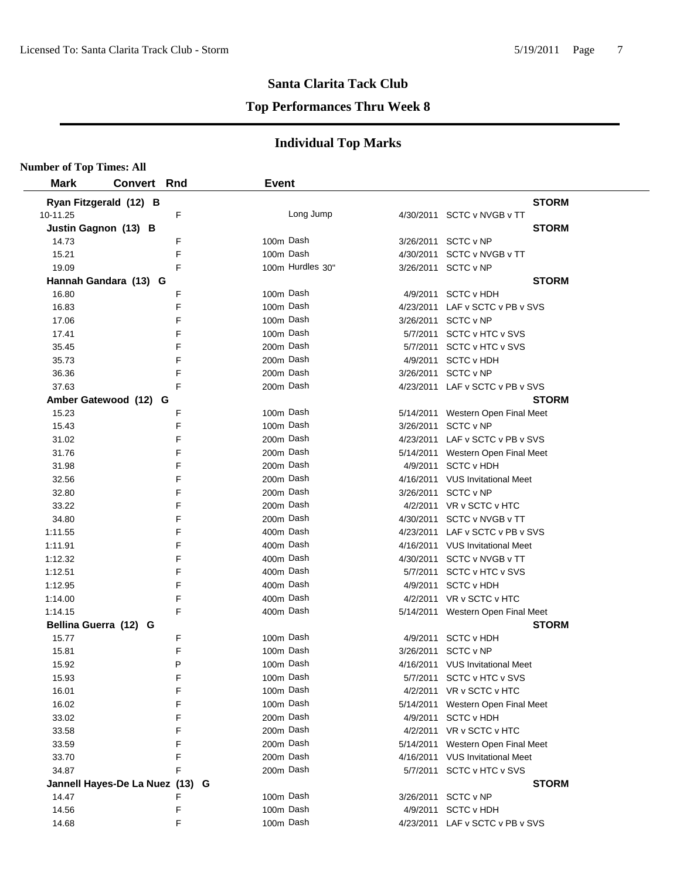## Santa Clarita Tack Club

### Top Performances Thru Week 8

### Individual Top Marks

**Number of Top Times: All**

| Mark | Convert | Rnd | Event | Date | Meet |
|---|---|---|---|---|---|
| **Ryan Fitzgerald (12) B** | | | | | **STORM** |
| 10-11.25 | | F | Long Jump | 4/30/2011 | SCTC v NVGB v TT |
| **Justin Gagnon (13) B** | | | | | **STORM** |
| 14.73 | | F | 100m Dash | 3/26/2011 | SCTC v NP |
| 15.21 | | F | 100m Dash | 4/30/2011 | SCTC v NVGB v TT |
| 19.09 | | F | 100m Hurdles 30" | 3/26/2011 | SCTC v NP |
| **Hannah Gandara (13) G** | | | | | **STORM** |
| 16.80 | | F | 100m Dash | 4/9/2011 | SCTC v HDH |
| 16.83 | | F | 100m Dash | 4/23/2011 | LAF v SCTC v PB v SVS |
| 17.06 | | F | 100m Dash | 3/26/2011 | SCTC v NP |
| 17.41 | | F | 100m Dash | 5/7/2011 | SCTC v HTC v SVS |
| 35.45 | | F | 200m Dash | 5/7/2011 | SCTC v HTC v SVS |
| 35.73 | | F | 200m Dash | 4/9/2011 | SCTC v HDH |
| 36.36 | | F | 200m Dash | 3/26/2011 | SCTC v NP |
| 37.63 | | F | 200m Dash | 4/23/2011 | LAF v SCTC v PB v SVS |
| **Amber Gatewood (12) G** | | | | | **STORM** |
| 15.23 | | F | 100m Dash | 5/14/2011 | Western Open Final Meet |
| 15.43 | | F | 100m Dash | 3/26/2011 | SCTC v NP |
| 31.02 | | F | 200m Dash | 4/23/2011 | LAF v SCTC v PB v SVS |
| 31.76 | | F | 200m Dash | 5/14/2011 | Western Open Final Meet |
| 31.98 | | F | 200m Dash | 4/9/2011 | SCTC v HDH |
| 32.56 | | F | 200m Dash | 4/16/2011 | VUS Invitational Meet |
| 32.80 | | F | 200m Dash | 3/26/2011 | SCTC v NP |
| 33.22 | | F | 200m Dash | 4/2/2011 | VR v SCTC v HTC |
| 34.80 | | F | 200m Dash | 4/30/2011 | SCTC v NVGB v TT |
| 1:11.55 | | F | 400m Dash | 4/23/2011 | LAF v SCTC v PB v SVS |
| 1:11.91 | | F | 400m Dash | 4/16/2011 | VUS Invitational Meet |
| 1:12.32 | | F | 400m Dash | 4/30/2011 | SCTC v NVGB v TT |
| 1:12.51 | | F | 400m Dash | 5/7/2011 | SCTC v HTC v SVS |
| 1:12.95 | | F | 400m Dash | 4/9/2011 | SCTC v HDH |
| 1:14.00 | | F | 400m Dash | 4/2/2011 | VR v SCTC v HTC |
| 1:14.15 | | F | 400m Dash | 5/14/2011 | Western Open Final Meet |
| **Bellina Guerra (12) G** | | | | | **STORM** |
| 15.77 | | F | 100m Dash | 4/9/2011 | SCTC v HDH |
| 15.81 | | F | 100m Dash | 3/26/2011 | SCTC v NP |
| 15.92 | | P | 100m Dash | 4/16/2011 | VUS Invitational Meet |
| 15.93 | | F | 100m Dash | 5/7/2011 | SCTC v HTC v SVS |
| 16.01 | | F | 100m Dash | 4/2/2011 | VR v SCTC v HTC |
| 16.02 | | F | 100m Dash | 5/14/2011 | Western Open Final Meet |
| 33.02 | | F | 200m Dash | 4/9/2011 | SCTC v HDH |
| 33.58 | | F | 200m Dash | 4/2/2011 | VR v SCTC v HTC |
| 33.59 | | F | 200m Dash | 5/14/2011 | Western Open Final Meet |
| 33.70 | | F | 200m Dash | 4/16/2011 | VUS Invitational Meet |
| 34.87 | | F | 200m Dash | 5/7/2011 | SCTC v HTC v SVS |
| **Jannell Hayes-De La Nuez (13) G** | | | | | **STORM** |
| 14.47 | | F | 100m Dash | 3/26/2011 | SCTC v NP |
| 14.56 | | F | 100m Dash | 4/9/2011 | SCTC v HDH |
| 14.68 | | F | 100m Dash | 4/23/2011 | LAF v SCTC v PB v SVS |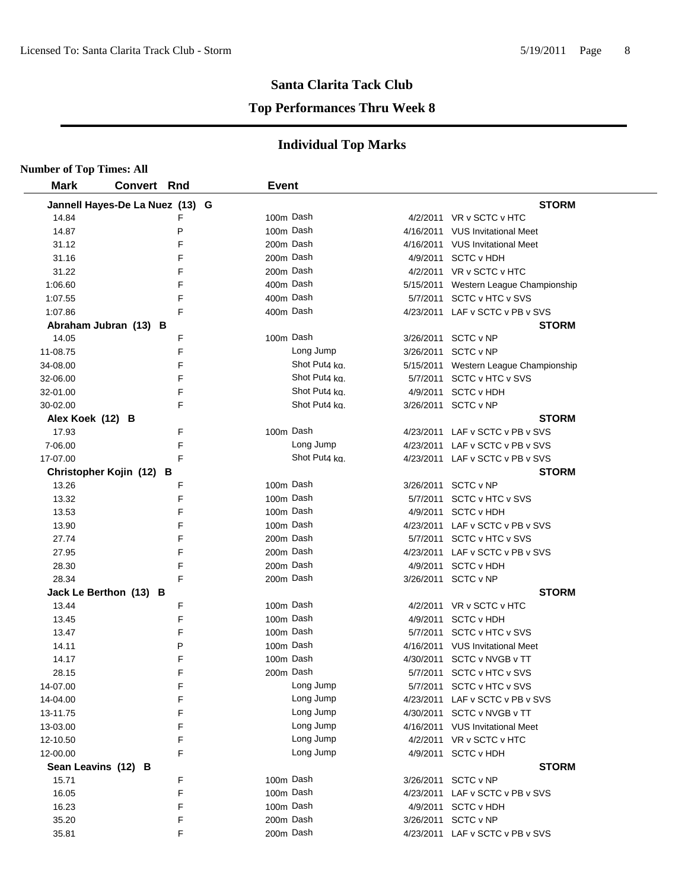## Santa Clarita Tack Club

### Top Performances Thru Week 8

### Individual Top Marks

**Number of Top Times: All**

| Mark | Convert | Rnd | Event | Date | Meet |
|---|---|---|---|---|---|
| **Jannell Hayes-De La Nuez (13) G** | | | | | **STORM** |
| 14.84 | | F | 100m Dash | 4/2/2011 | VR v SCTC v HTC |
| 14.87 | | P | 100m Dash | 4/16/2011 | VUS Invitational Meet |
| 31.12 | | F | 200m Dash | 4/16/2011 | VUS Invitational Meet |
| 31.16 | | F | 200m Dash | 4/9/2011 | SCTC v HDH |
| 31.22 | | F | 200m Dash | 4/2/2011 | VR v SCTC v HTC |
| 1:06.60 | | F | 400m Dash | 5/15/2011 | Western League Championship |
| 1:07.55 | | F | 400m Dash | 5/7/2011 | SCTC v HTC v SVS |
| 1:07.86 | | F | 400m Dash | 4/23/2011 | LAF v SCTC v PB v SVS |
| **Abraham Jubran (13) B** | | | | | **STORM** |
| 14.05 | | F | 100m Dash | 3/26/2011 | SCTC v NP |
| 11-08.75 | | F | Long Jump | 3/26/2011 | SCTC v NP |
| 34-08.00 | | F | Shot Put4 kg. | 5/15/2011 | Western League Championship |
| 32-06.00 | | F | Shot Put4 kg. | 5/7/2011 | SCTC v HTC v SVS |
| 32-01.00 | | F | Shot Put4 kg. | 4/9/2011 | SCTC v HDH |
| 30-02.00 | | F | Shot Put4 kg. | 3/26/2011 | SCTC v NP |
| **Alex Koek (12) B** | | | | | **STORM** |
| 17.93 | | F | 100m Dash | 4/23/2011 | LAF v SCTC v PB v SVS |
| 7-06.00 | | F | Long Jump | 4/23/2011 | LAF v SCTC v PB v SVS |
| 17-07.00 | | F | Shot Put4 kg. | 4/23/2011 | LAF v SCTC v PB v SVS |
| **Christopher Kojin (12) B** | | | | | **STORM** |
| 13.26 | | F | 100m Dash | 3/26/2011 | SCTC v NP |
| 13.32 | | F | 100m Dash | 5/7/2011 | SCTC v HTC v SVS |
| 13.53 | | F | 100m Dash | 4/9/2011 | SCTC v HDH |
| 13.90 | | F | 100m Dash | 4/23/2011 | LAF v SCTC v PB v SVS |
| 27.74 | | F | 200m Dash | 5/7/2011 | SCTC v HTC v SVS |
| 27.95 | | F | 200m Dash | 4/23/2011 | LAF v SCTC v PB v SVS |
| 28.30 | | F | 200m Dash | 4/9/2011 | SCTC v HDH |
| 28.34 | | F | 200m Dash | 3/26/2011 | SCTC v NP |
| **Jack Le Berthon (13) B** | | | | | **STORM** |
| 13.44 | | F | 100m Dash | 4/2/2011 | VR v SCTC v HTC |
| 13.45 | | F | 100m Dash | 4/9/2011 | SCTC v HDH |
| 13.47 | | F | 100m Dash | 5/7/2011 | SCTC v HTC v SVS |
| 14.11 | | P | 100m Dash | 4/16/2011 | VUS Invitational Meet |
| 14.17 | | F | 100m Dash | 4/30/2011 | SCTC v NVGB v TT |
| 28.15 | | F | 200m Dash | 5/7/2011 | SCTC v HTC v SVS |
| 14-07.00 | | F | Long Jump | 5/7/2011 | SCTC v HTC v SVS |
| 14-04.00 | | F | Long Jump | 4/23/2011 | LAF v SCTC v PB v SVS |
| 13-11.75 | | F | Long Jump | 4/30/2011 | SCTC v NVGB v TT |
| 13-03.00 | | F | Long Jump | 4/16/2011 | VUS Invitational Meet |
| 12-10.50 | | F | Long Jump | 4/2/2011 | VR v SCTC v HTC |
| 12-00.00 | | F | Long Jump | 4/9/2011 | SCTC v HDH |
| **Sean Leavins (12) B** | | | | | **STORM** |
| 15.71 | | F | 100m Dash | 3/26/2011 | SCTC v NP |
| 16.05 | | F | 100m Dash | 4/23/2011 | LAF v SCTC v PB v SVS |
| 16.23 | | F | 100m Dash | 4/9/2011 | SCTC v HDH |
| 35.20 | | F | 200m Dash | 3/26/2011 | SCTC v NP |
| 35.81 | | F | 200m Dash | 4/23/2011 | LAF v SCTC v PB v SVS |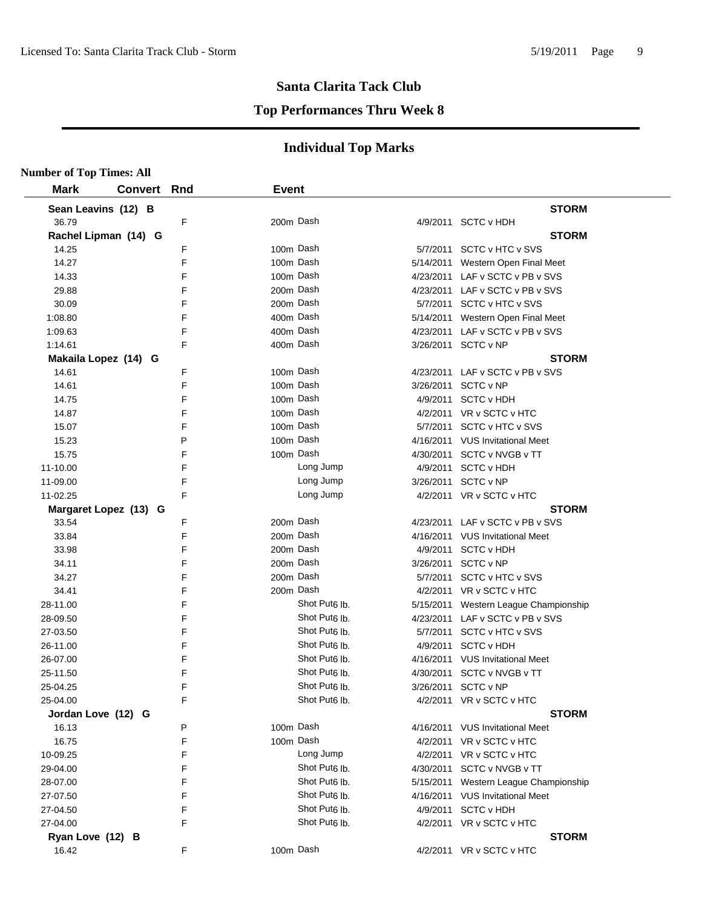# Santa Clarita Tack Club

## Top Performances Thru Week 8

## Individual Top Marks

**Number of Top Times: All**

| Mark | Convert | Rnd | Event | Date | Meet |
|---|---|---|---|---|---|
| **Sean Leavins (12) B** | | | | | **STORM** |
| 36.79 | | F | 200m Dash | 4/9/2011 | SCTC v HDH |
| **Rachel Lipman (14) G** | | | | | **STORM** |
| 14.25 | | F | 100m Dash | 5/7/2011 | SCTC v HTC v SVS |
| 14.27 | | F | 100m Dash | 5/14/2011 | Western Open Final Meet |
| 14.33 | | F | 100m Dash | 4/23/2011 | LAF v SCTC v PB v SVS |
| 29.88 | | F | 200m Dash | 4/23/2011 | LAF v SCTC v PB v SVS |
| 30.09 | | F | 200m Dash | 5/7/2011 | SCTC v HTC v SVS |
| 1:08.80 | | F | 400m Dash | 5/14/2011 | Western Open Final Meet |
| 1:09.63 | | F | 400m Dash | 4/23/2011 | LAF v SCTC v PB v SVS |
| 1:14.61 | | F | 400m Dash | 3/26/2011 | SCTC v NP |
| **Makaila Lopez (14) G** | | | | | **STORM** |
| 14.61 | | F | 100m Dash | 4/23/2011 | LAF v SCTC v PB v SVS |
| 14.61 | | F | 100m Dash | 3/26/2011 | SCTC v NP |
| 14.75 | | F | 100m Dash | 4/9/2011 | SCTC v HDH |
| 14.87 | | F | 100m Dash | 4/2/2011 | VR v SCTC v HTC |
| 15.07 | | F | 100m Dash | 5/7/2011 | SCTC v HTC v SVS |
| 15.23 | | P | 100m Dash | 4/16/2011 | VUS Invitational Meet |
| 15.75 | | F | 100m Dash | 4/30/2011 | SCTC v NVGB v TT |
| 11-10.00 | | F | Long Jump | 4/9/2011 | SCTC v HDH |
| 11-09.00 | | F | Long Jump | 3/26/2011 | SCTC v NP |
| 11-02.25 | | F | Long Jump | 4/2/2011 | VR v SCTC v HTC |
| **Margaret Lopez (13) G** | | | | | **STORM** |
| 33.54 | | F | 200m Dash | 4/23/2011 | LAF v SCTC v PB v SVS |
| 33.84 | | F | 200m Dash | 4/16/2011 | VUS Invitational Meet |
| 33.98 | | F | 200m Dash | 4/9/2011 | SCTC v HDH |
| 34.11 | | F | 200m Dash | 3/26/2011 | SCTC v NP |
| 34.27 | | F | 200m Dash | 5/7/2011 | SCTC v HTC v SVS |
| 34.41 | | F | 200m Dash | 4/2/2011 | VR v SCTC v HTC |
| 28-11.00 | | F | Shot Put 6 lb. | 5/15/2011 | Western League Championship |
| 28-09.50 | | F | Shot Put 6 lb. | 4/23/2011 | LAF v SCTC v PB v SVS |
| 27-03.50 | | F | Shot Put 6 lb. | 5/7/2011 | SCTC v HTC v SVS |
| 26-11.00 | | F | Shot Put 6 lb. | 4/9/2011 | SCTC v HDH |
| 26-07.00 | | F | Shot Put 6 lb. | 4/16/2011 | VUS Invitational Meet |
| 25-11.50 | | F | Shot Put 6 lb. | 4/30/2011 | SCTC v NVGB v TT |
| 25-04.25 | | F | Shot Put 6 lb. | 3/26/2011 | SCTC v NP |
| 25-04.00 | | F | Shot Put 6 lb. | 4/2/2011 | VR v SCTC v HTC |
| **Jordan Love (12) G** | | | | | **STORM** |
| 16.13 | | P | 100m Dash | 4/16/2011 | VUS Invitational Meet |
| 16.75 | | F | 100m Dash | 4/2/2011 | VR v SCTC v HTC |
| 10-09.25 | | F | Long Jump | 4/2/2011 | VR v SCTC v HTC |
| 29-04.00 | | F | Shot Put 6 lb. | 4/30/2011 | SCTC v NVGB v TT |
| 28-07.00 | | F | Shot Put 6 lb. | 5/15/2011 | Western League Championship |
| 27-07.50 | | F | Shot Put 6 lb. | 4/16/2011 | VUS Invitational Meet |
| 27-04.50 | | F | Shot Put 6 lb. | 4/9/2011 | SCTC v HDH |
| 27-04.00 | | F | Shot Put 6 lb. | 4/2/2011 | VR v SCTC v HTC |
| **Ryan Love (12) B** | | | | | **STORM** |
| 16.42 | | F | 100m Dash | 4/2/2011 | VR v SCTC v HTC |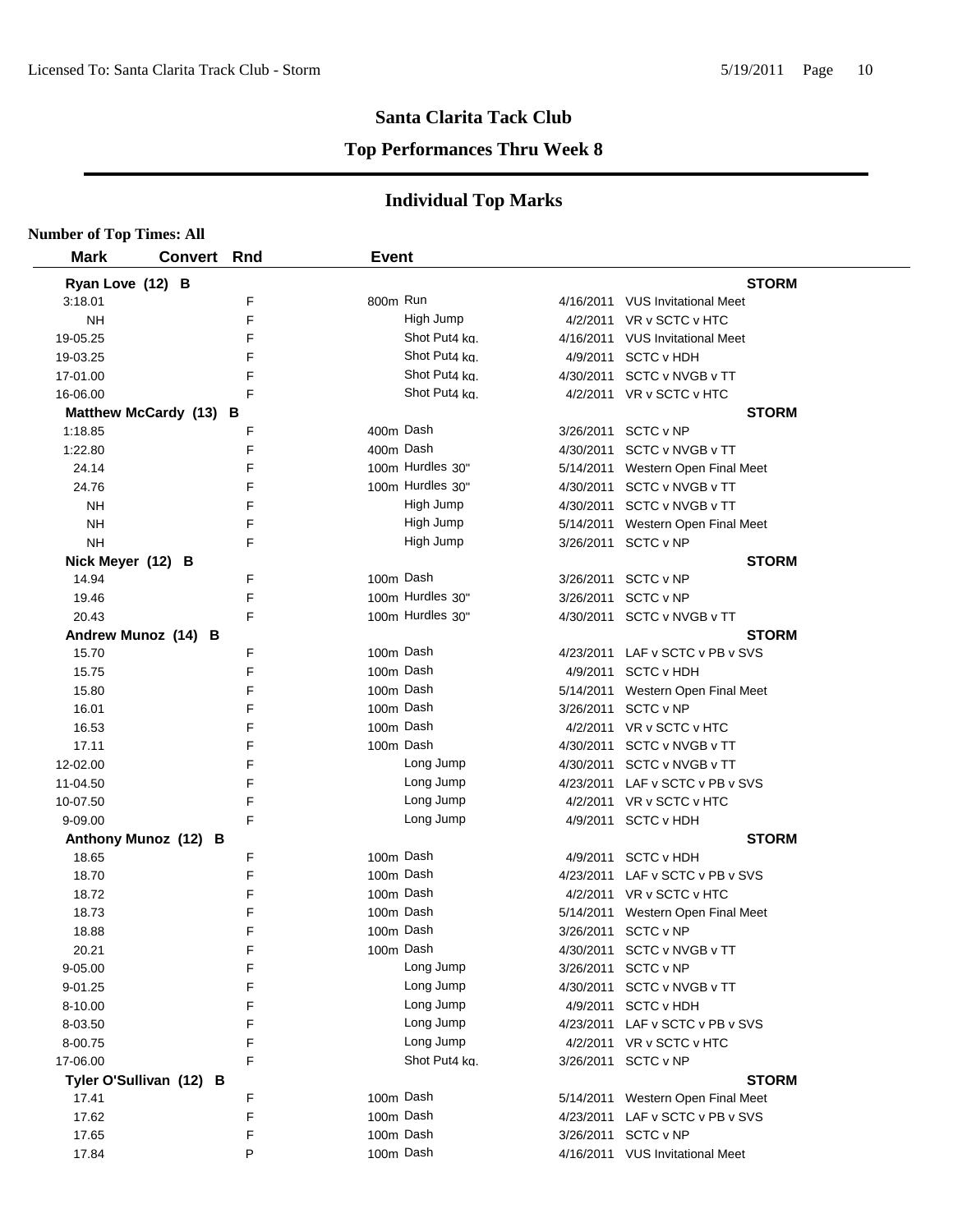**Santa Clarita Tack Club**

**Top Performances Thru Week 8**

## Individual Top Marks

**Number of Top Times: All**

| Mark | Convert | Rnd | Event | Date | Meet |
|---|---|---|---|---|---|
| **Ryan Love (12) B** | | | | | **STORM** |
| 3:18.01 | | F | 800m Run | 4/16/2011 | VUS Invitational Meet |
| NH | | F | High Jump | 4/2/2011 | VR v SCTC v HTC |
| 19-05.25 | | F | Shot Put4 kg. | 4/16/2011 | VUS Invitational Meet |
| 19-03.25 | | F | Shot Put4 kg. | 4/9/2011 | SCTC v HDH |
| 17-01.00 | | F | Shot Put4 kg. | 4/30/2011 | SCTC v NVGB v TT |
| 16-06.00 | | F | Shot Put4 kg. | 4/2/2011 | VR v SCTC v HTC |
| **Matthew McCardy (13) B** | | | | | **STORM** |
| 1:18.85 | | F | 400m Dash | 3/26/2011 | SCTC v NP |
| 1:22.80 | | F | 400m Dash | 4/30/2011 | SCTC v NVGB v TT |
| 24.14 | | F | 100m Hurdles 30" | 5/14/2011 | Western Open Final Meet |
| 24.76 | | F | 100m Hurdles 30" | 4/30/2011 | SCTC v NVGB v TT |
| NH | | F | High Jump | 4/30/2011 | SCTC v NVGB v TT |
| NH | | F | High Jump | 5/14/2011 | Western Open Final Meet |
| NH | | F | High Jump | 3/26/2011 | SCTC v NP |
| **Nick Meyer (12) B** | | | | | **STORM** |
| 14.94 | | F | 100m Dash | 3/26/2011 | SCTC v NP |
| 19.46 | | F | 100m Hurdles 30" | 3/26/2011 | SCTC v NP |
| 20.43 | | F | 100m Hurdles 30" | 4/30/2011 | SCTC v NVGB v TT |
| **Andrew Munoz (14) B** | | | | | **STORM** |
| 15.70 | | F | 100m Dash | 4/23/2011 | LAF v SCTC v PB v SVS |
| 15.75 | | F | 100m Dash | 4/9/2011 | SCTC v HDH |
| 15.80 | | F | 100m Dash | 5/14/2011 | Western Open Final Meet |
| 16.01 | | F | 100m Dash | 3/26/2011 | SCTC v NP |
| 16.53 | | F | 100m Dash | 4/2/2011 | VR v SCTC v HTC |
| 17.11 | | F | 100m Dash | 4/30/2011 | SCTC v NVGB v TT |
| 12-02.00 | | F | Long Jump | 4/30/2011 | SCTC v NVGB v TT |
| 11-04.50 | | F | Long Jump | 4/23/2011 | LAF v SCTC v PB v SVS |
| 10-07.50 | | F | Long Jump | 4/2/2011 | VR v SCTC v HTC |
| 9-09.00 | | F | Long Jump | 4/9/2011 | SCTC v HDH |
| **Anthony Munoz (12) B** | | | | | **STORM** |
| 18.65 | | F | 100m Dash | 4/9/2011 | SCTC v HDH |
| 18.70 | | F | 100m Dash | 4/23/2011 | LAF v SCTC v PB v SVS |
| 18.72 | | F | 100m Dash | 4/2/2011 | VR v SCTC v HTC |
| 18.73 | | F | 100m Dash | 5/14/2011 | Western Open Final Meet |
| 18.88 | | F | 100m Dash | 3/26/2011 | SCTC v NP |
| 20.21 | | F | 100m Dash | 4/30/2011 | SCTC v NVGB v TT |
| 9-05.00 | | F | Long Jump | 3/26/2011 | SCTC v NP |
| 9-01.25 | | F | Long Jump | 4/30/2011 | SCTC v NVGB v TT |
| 8-10.00 | | F | Long Jump | 4/9/2011 | SCTC v HDH |
| 8-03.50 | | F | Long Jump | 4/23/2011 | LAF v SCTC v PB v SVS |
| 8-00.75 | | F | Long Jump | 4/2/2011 | VR v SCTC v HTC |
| 17-06.00 | | F | Shot Put4 kg. | 3/26/2011 | SCTC v NP |
| **Tyler O'Sullivan (12) B** | | | | | **STORM** |
| 17.41 | | F | 100m Dash | 5/14/2011 | Western Open Final Meet |
| 17.62 | | F | 100m Dash | 4/23/2011 | LAF v SCTC v PB v SVS |
| 17.65 | | F | 100m Dash | 3/26/2011 | SCTC v NP |
| 17.84 | | P | 100m Dash | 4/16/2011 | VUS Invitational Meet |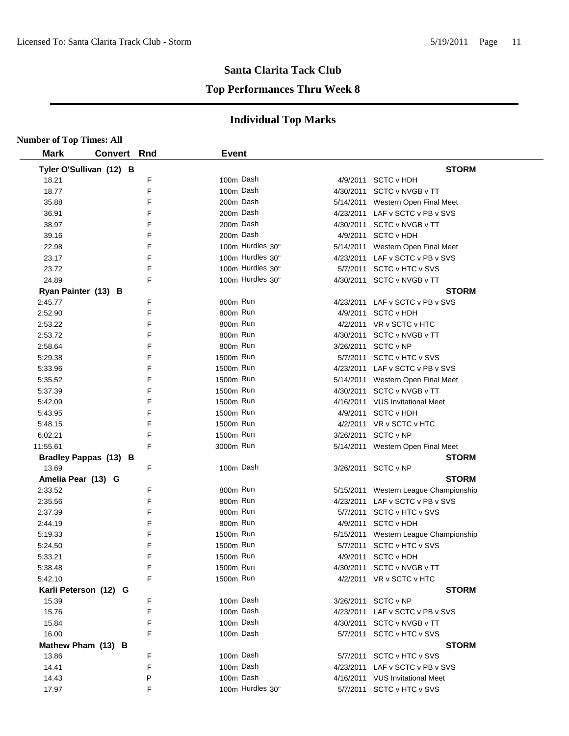## Santa Clarita Tack Club

### Top Performances Thru Week 8

### Individual Top Marks

**Number of Top Times: All**

| Mark | Convert | Rnd | Event | Date | Meet |
|---|---|---|---|---|---|
| **Tyler O'Sullivan (12) B** | | | | | **STORM** |
| 18.21 | | F | 100m Dash | 4/9/2011 | SCTC v HDH |
| 18.77 | | F | 100m Dash | 4/30/2011 | SCTC v NVGB v TT |
| 35.88 | | F | 200m Dash | 5/14/2011 | Western Open Final Meet |
| 36.91 | | F | 200m Dash | 4/23/2011 | LAF v SCTC v PB v SVS |
| 38.97 | | F | 200m Dash | 4/30/2011 | SCTC v NVGB v TT |
| 39.16 | | F | 200m Dash | 4/9/2011 | SCTC v HDH |
| 22.98 | | F | 100m Hurdles 30" | 5/14/2011 | Western Open Final Meet |
| 23.17 | | F | 100m Hurdles 30" | 4/23/2011 | LAF v SCTC v PB v SVS |
| 23.72 | | F | 100m Hurdles 30" | 5/7/2011 | SCTC v HTC v SVS |
| 24.89 | | F | 100m Hurdles 30" | 4/30/2011 | SCTC v NVGB v TT |
| **Ryan Painter (13) B** | | | | | **STORM** |
| 2:45.77 | | F | 800m Run | 4/23/2011 | LAF v SCTC v PB v SVS |
| 2:52.90 | | F | 800m Run | 4/9/2011 | SCTC v HDH |
| 2:53.22 | | F | 800m Run | 4/2/2011 | VR v SCTC v HTC |
| 2:53.72 | | F | 800m Run | 4/30/2011 | SCTC v NVGB v TT |
| 2:58.64 | | F | 800m Run | 3/26/2011 | SCTC v NP |
| 5:29.38 | | F | 1500m Run | 5/7/2011 | SCTC v HTC v SVS |
| 5:33.96 | | F | 1500m Run | 4/23/2011 | LAF v SCTC v PB v SVS |
| 5:35.52 | | F | 1500m Run | 5/14/2011 | Western Open Final Meet |
| 5:37.39 | | F | 1500m Run | 4/30/2011 | SCTC v NVGB v TT |
| 5:42.09 | | F | 1500m Run | 4/16/2011 | VUS Invitational Meet |
| 5:43.95 | | F | 1500m Run | 4/9/2011 | SCTC v HDH |
| 5:48.15 | | F | 1500m Run | 4/2/2011 | VR v SCTC v HTC |
| 6:02.21 | | F | 1500m Run | 3/26/2011 | SCTC v NP |
| 11:55.61 | | F | 3000m Run | 5/14/2011 | Western Open Final Meet |
| **Bradley Pappas (13) B** | | | | | **STORM** |
| 13.69 | | F | 100m Dash | 3/26/2011 | SCTC v NP |
| **Amelia Pear (13) G** | | | | | **STORM** |
| 2:33.52 | | F | 800m Run | 5/15/2011 | Western League Championship |
| 2:35.56 | | F | 800m Run | 4/23/2011 | LAF v SCTC v PB v SVS |
| 2:37.39 | | F | 800m Run | 5/7/2011 | SCTC v HTC v SVS |
| 2:44.19 | | F | 800m Run | 4/9/2011 | SCTC v HDH |
| 5:19.33 | | F | 1500m Run | 5/15/2011 | Western League Championship |
| 5:24.50 | | F | 1500m Run | 5/7/2011 | SCTC v HTC v SVS |
| 5:33.21 | | F | 1500m Run | 4/9/2011 | SCTC v HDH |
| 5:38.48 | | F | 1500m Run | 4/30/2011 | SCTC v NVGB v TT |
| 5:42.10 | | F | 1500m Run | 4/2/2011 | VR v SCTC v HTC |
| **Karli Peterson (12) G** | | | | | **STORM** |
| 15.39 | | F | 100m Dash | 3/26/2011 | SCTC v NP |
| 15.76 | | F | 100m Dash | 4/23/2011 | LAF v SCTC v PB v SVS |
| 15.84 | | F | 100m Dash | 4/30/2011 | SCTC v NVGB v TT |
| 16.00 | | F | 100m Dash | 5/7/2011 | SCTC v HTC v SVS |
| **Mathew Pham (13) B** | | | | | **STORM** |
| 13.86 | | F | 100m Dash | 5/7/2011 | SCTC v HTC v SVS |
| 14.41 | | F | 100m Dash | 4/23/2011 | LAF v SCTC v PB v SVS |
| 14.43 | | P | 100m Dash | 4/16/2011 | VUS Invitational Meet |
| 17.97 | | F | 100m Hurdles 30" | 5/7/2011 | SCTC v HTC v SVS |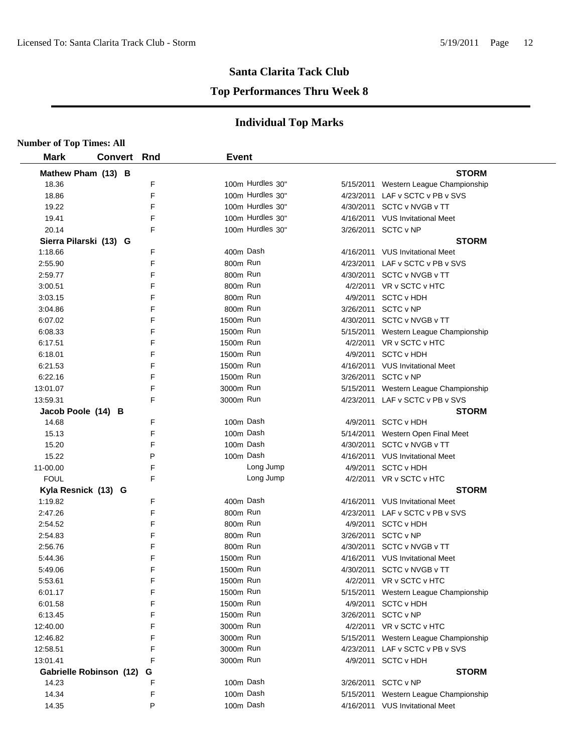## Santa Clarita Tack Club

### Top Performances Thru Week 8

### Individual Top Marks

**Number of Top Times: All**

| Mark | Convert | Rnd | Event | Date | Meet |
|---|---|---|---|---|---|
| **Mathew Pham (13) B** | | | | | **STORM** |
| 18.36 | | F | 100m Hurdles 30" | 5/15/2011 | Western League Championship |
| 18.86 | | F | 100m Hurdles 30" | 4/23/2011 | LAF v SCTC v PB v SVS |
| 19.22 | | F | 100m Hurdles 30" | 4/30/2011 | SCTC v NVGB v TT |
| 19.41 | | F | 100m Hurdles 30" | 4/16/2011 | VUS Invitational Meet |
| 20.14 | | F | 100m Hurdles 30" | 3/26/2011 | SCTC v NP |
| **Sierra Pilarski (13) G** | | | | | **STORM** |
| 1:18.66 | | F | 400m Dash | 4/16/2011 | VUS Invitational Meet |
| 2:55.90 | | F | 800m Run | 4/23/2011 | LAF v SCTC v PB v SVS |
| 2:59.77 | | F | 800m Run | 4/30/2011 | SCTC v NVGB v TT |
| 3:00.51 | | F | 800m Run | 4/2/2011 | VR v SCTC v HTC |
| 3:03.15 | | F | 800m Run | 4/9/2011 | SCTC v HDH |
| 3:04.86 | | F | 800m Run | 3/26/2011 | SCTC v NP |
| 6:07.02 | | F | 1500m Run | 4/30/2011 | SCTC v NVGB v TT |
| 6:08.33 | | F | 1500m Run | 5/15/2011 | Western League Championship |
| 6:17.51 | | F | 1500m Run | 4/2/2011 | VR v SCTC v HTC |
| 6:18.01 | | F | 1500m Run | 4/9/2011 | SCTC v HDH |
| 6:21.53 | | F | 1500m Run | 4/16/2011 | VUS Invitational Meet |
| 6:22.16 | | F | 1500m Run | 3/26/2011 | SCTC v NP |
| 13:01.07 | | F | 3000m Run | 5/15/2011 | Western League Championship |
| 13:59.31 | | F | 3000m Run | 4/23/2011 | LAF v SCTC v PB v SVS |
| **Jacob Poole (14) B** | | | | | **STORM** |
| 14.68 | | F | 100m Dash | 4/9/2011 | SCTC v HDH |
| 15.13 | | F | 100m Dash | 5/14/2011 | Western Open Final Meet |
| 15.20 | | F | 100m Dash | 4/30/2011 | SCTC v NVGB v TT |
| 15.22 | | P | 100m Dash | 4/16/2011 | VUS Invitational Meet |
| 11-00.00 | | F | Long Jump | 4/9/2011 | SCTC v HDH |
| FOUL | | F | Long Jump | 4/2/2011 | VR v SCTC v HTC |
| **Kyla Resnick (13) G** | | | | | **STORM** |
| 1:19.82 | | F | 400m Dash | 4/16/2011 | VUS Invitational Meet |
| 2:47.26 | | F | 800m Run | 4/23/2011 | LAF v SCTC v PB v SVS |
| 2:54.52 | | F | 800m Run | 4/9/2011 | SCTC v HDH |
| 2:54.83 | | F | 800m Run | 3/26/2011 | SCTC v NP |
| 2:56.76 | | F | 800m Run | 4/30/2011 | SCTC v NVGB v TT |
| 5:44.36 | | F | 1500m Run | 4/16/2011 | VUS Invitational Meet |
| 5:49.06 | | F | 1500m Run | 4/30/2011 | SCTC v NVGB v TT |
| 5:53.61 | | F | 1500m Run | 4/2/2011 | VR v SCTC v HTC |
| 6:01.17 | | F | 1500m Run | 5/15/2011 | Western League Championship |
| 6:01.58 | | F | 1500m Run | 4/9/2011 | SCTC v HDH |
| 6:13.45 | | F | 1500m Run | 3/26/2011 | SCTC v NP |
| 12:40.00 | | F | 3000m Run | 4/2/2011 | VR v SCTC v HTC |
| 12:46.82 | | F | 3000m Run | 5/15/2011 | Western League Championship |
| 12:58.51 | | F | 3000m Run | 4/23/2011 | LAF v SCTC v PB v SVS |
| 13:01.41 | | F | 3000m Run | 4/9/2011 | SCTC v HDH |
| **Gabrielle Robinson (12) G** | | | | | **STORM** |
| 14.23 | | F | 100m Dash | 3/26/2011 | SCTC v NP |
| 14.34 | | F | 100m Dash | 5/15/2011 | Western League Championship |
| 14.35 | | P | 100m Dash | 4/16/2011 | VUS Invitational Meet |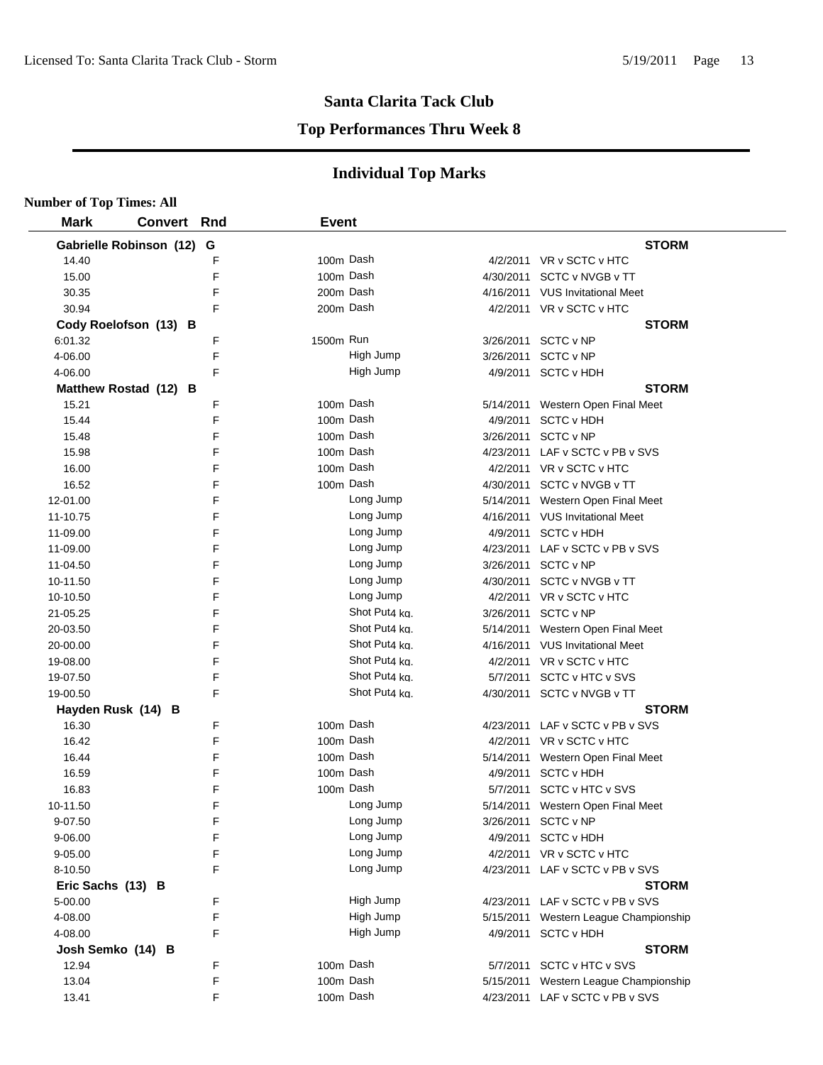## Santa Clarita Tack Club

### Top Performances Thru Week 8

## Individual Top Marks

**Number of Top Times: All**

| Mark | Convert | Rnd | Event | | Date | Meet |
|---|---|---|---|---|---|---|
| **Gabrielle Robinson (12) G** | | | | | | **STORM** |
| 14.40 | | F | 100m | Dash | 4/2/2011 | VR v SCTC v HTC |
| 15.00 | | F | 100m | Dash | 4/30/2011 | SCTC v NVGB v TT |
| 30.35 | | F | 200m | Dash | 4/16/2011 | VUS Invitational Meet |
| 30.94 | | F | 200m | Dash | 4/2/2011 | VR v SCTC v HTC |
| **Cody Roelofson (13) B** | | | | | | **STORM** |
| 6:01.32 | | F | 1500m | Run | 3/26/2011 | SCTC v NP |
| 4-06.00 | | F | | High Jump | 3/26/2011 | SCTC v NP |
| 4-06.00 | | F | | High Jump | 4/9/2011 | SCTC v HDH |
| **Matthew Rostad (12) B** | | | | | | **STORM** |
| 15.21 | | F | 100m | Dash | 5/14/2011 | Western Open Final Meet |
| 15.44 | | F | 100m | Dash | 4/9/2011 | SCTC v HDH |
| 15.48 | | F | 100m | Dash | 3/26/2011 | SCTC v NP |
| 15.98 | | F | 100m | Dash | 4/23/2011 | LAF v SCTC v PB v SVS |
| 16.00 | | F | 100m | Dash | 4/2/2011 | VR v SCTC v HTC |
| 16.52 | | F | 100m | Dash | 4/30/2011 | SCTC v NVGB v TT |
| 12-01.00 | | F | | Long Jump | 5/14/2011 | Western Open Final Meet |
| 11-10.75 | | F | | Long Jump | 4/16/2011 | VUS Invitational Meet |
| 11-09.00 | | F | | Long Jump | 4/9/2011 | SCTC v HDH |
| 11-09.00 | | F | | Long Jump | 4/23/2011 | LAF v SCTC v PB v SVS |
| 11-04.50 | | F | | Long Jump | 3/26/2011 | SCTC v NP |
| 10-11.50 | | F | | Long Jump | 4/30/2011 | SCTC v NVGB v TT |
| 10-10.50 | | F | | Long Jump | 4/2/2011 | VR v SCTC v HTC |
| 21-05.25 | | F | | Shot Put4 kg. | 3/26/2011 | SCTC v NP |
| 20-03.50 | | F | | Shot Put4 kg. | 5/14/2011 | Western Open Final Meet |
| 20-00.00 | | F | | Shot Put4 kg. | 4/16/2011 | VUS Invitational Meet |
| 19-08.00 | | F | | Shot Put4 kg. | 4/2/2011 | VR v SCTC v HTC |
| 19-07.50 | | F | | Shot Put4 kg. | 5/7/2011 | SCTC v HTC v SVS |
| 19-00.50 | | F | | Shot Put4 kg. | 4/30/2011 | SCTC v NVGB v TT |
| **Hayden Rusk (14) B** | | | | | | **STORM** |
| 16.30 | | F | 100m | Dash | 4/23/2011 | LAF v SCTC v PB v SVS |
| 16.42 | | F | 100m | Dash | 4/2/2011 | VR v SCTC v HTC |
| 16.44 | | F | 100m | Dash | 5/14/2011 | Western Open Final Meet |
| 16.59 | | F | 100m | Dash | 4/9/2011 | SCTC v HDH |
| 16.83 | | F | 100m | Dash | 5/7/2011 | SCTC v HTC v SVS |
| 10-11.50 | | F | | Long Jump | 5/14/2011 | Western Open Final Meet |
| 9-07.50 | | F | | Long Jump | 3/26/2011 | SCTC v NP |
| 9-06.00 | | F | | Long Jump | 4/9/2011 | SCTC v HDH |
| 9-05.00 | | F | | Long Jump | 4/2/2011 | VR v SCTC v HTC |
| 8-10.50 | | F | | Long Jump | 4/23/2011 | LAF v SCTC v PB v SVS |
| **Eric Sachs (13) B** | | | | | | **STORM** |
| 5-00.00 | | F | | High Jump | 4/23/2011 | LAF v SCTC v PB v SVS |
| 4-08.00 | | F | | High Jump | 5/15/2011 | Western League Championship |
| 4-08.00 | | F | | High Jump | 4/9/2011 | SCTC v HDH |
| **Josh Semko (14) B** | | | | | | **STORM** |
| 12.94 | | F | 100m | Dash | 5/7/2011 | SCTC v HTC v SVS |
| 13.04 | | F | 100m | Dash | 5/15/2011 | Western League Championship |
| 13.41 | | F | 100m | Dash | 4/23/2011 | LAF v SCTC v PB v SVS |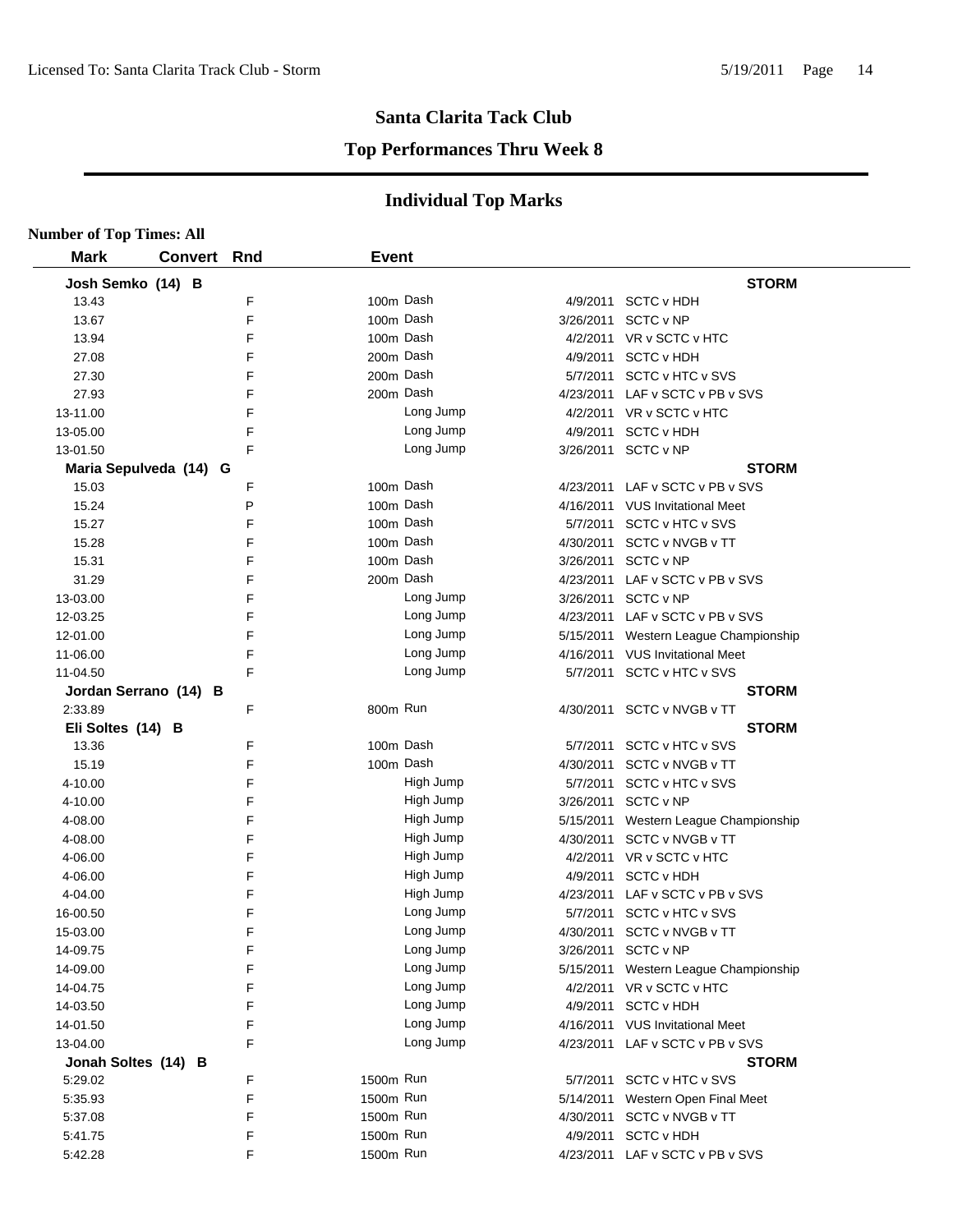# Santa Clarita Tack Club

## Top Performances Thru Week 8

## Individual Top Marks

**Number of Top Times: All**

| Mark | Convert | Rnd | Event | | |
|---|---|---|---|---|---|
| **Josh Semko (14) B** | | | | | **STORM** |
| 13.43 | | F | 100m Dash | 4/9/2011 | SCTC v HDH |
| 13.67 | | F | 100m Dash | 3/26/2011 | SCTC v NP |
| 13.94 | | F | 100m Dash | 4/2/2011 | VR v SCTC v HTC |
| 27.08 | | F | 200m Dash | 4/9/2011 | SCTC v HDH |
| 27.30 | | F | 200m Dash | 5/7/2011 | SCTC v HTC v SVS |
| 27.93 | | F | 200m Dash | 4/23/2011 | LAF v SCTC v PB v SVS |
| 13-11.00 | | F | Long Jump | 4/2/2011 | VR v SCTC v HTC |
| 13-05.00 | | F | Long Jump | 4/9/2011 | SCTC v HDH |
| 13-01.50 | | F | Long Jump | 3/26/2011 | SCTC v NP |
| **Maria Sepulveda (14) G** | | | | | **STORM** |
| 15.03 | | F | 100m Dash | 4/23/2011 | LAF v SCTC v PB v SVS |
| 15.24 | | P | 100m Dash | 4/16/2011 | VUS Invitational Meet |
| 15.27 | | F | 100m Dash | 5/7/2011 | SCTC v HTC v SVS |
| 15.28 | | F | 100m Dash | 4/30/2011 | SCTC v NVGB v TT |
| 15.31 | | F | 100m Dash | 3/26/2011 | SCTC v NP |
| 31.29 | | F | 200m Dash | 4/23/2011 | LAF v SCTC v PB v SVS |
| 13-03.00 | | F | Long Jump | 3/26/2011 | SCTC v NP |
| 12-03.25 | | F | Long Jump | 4/23/2011 | LAF v SCTC v PB v SVS |
| 12-01.00 | | F | Long Jump | 5/15/2011 | Western League Championship |
| 11-06.00 | | F | Long Jump | 4/16/2011 | VUS Invitational Meet |
| 11-04.50 | | F | Long Jump | 5/7/2011 | SCTC v HTC v SVS |
| **Jordan Serrano (14) B** | | | | | **STORM** |
| 2:33.89 | | F | 800m Run | 4/30/2011 | SCTC v NVGB v TT |
| **Eli Soltes (14) B** | | | | | **STORM** |
| 13.36 | | F | 100m Dash | 5/7/2011 | SCTC v HTC v SVS |
| 15.19 | | F | 100m Dash | 4/30/2011 | SCTC v NVGB v TT |
| 4-10.00 | | F | High Jump | 5/7/2011 | SCTC v HTC v SVS |
| 4-10.00 | | F | High Jump | 3/26/2011 | SCTC v NP |
| 4-08.00 | | F | High Jump | 5/15/2011 | Western League Championship |
| 4-08.00 | | F | High Jump | 4/30/2011 | SCTC v NVGB v TT |
| 4-06.00 | | F | High Jump | 4/2/2011 | VR v SCTC v HTC |
| 4-06.00 | | F | High Jump | 4/9/2011 | SCTC v HDH |
| 4-04.00 | | F | High Jump | 4/23/2011 | LAF v SCTC v PB v SVS |
| 16-00.50 | | F | Long Jump | 5/7/2011 | SCTC v HTC v SVS |
| 15-03.00 | | F | Long Jump | 4/30/2011 | SCTC v NVGB v TT |
| 14-09.75 | | F | Long Jump | 3/26/2011 | SCTC v NP |
| 14-09.00 | | F | Long Jump | 5/15/2011 | Western League Championship |
| 14-04.75 | | F | Long Jump | 4/2/2011 | VR v SCTC v HTC |
| 14-03.50 | | F | Long Jump | 4/9/2011 | SCTC v HDH |
| 14-01.50 | | F | Long Jump | 4/16/2011 | VUS Invitational Meet |
| 13-04.00 | | F | Long Jump | 4/23/2011 | LAF v SCTC v PB v SVS |
| **Jonah Soltes (14) B** | | | | | **STORM** |
| 5:29.02 | | F | 1500m Run | 5/7/2011 | SCTC v HTC v SVS |
| 5:35.93 | | F | 1500m Run | 5/14/2011 | Western Open Final Meet |
| 5:37.08 | | F | 1500m Run | 4/30/2011 | SCTC v NVGB v TT |
| 5:41.75 | | F | 1500m Run | 4/9/2011 | SCTC v HDH |
| 5:42.28 | | F | 1500m Run | 4/23/2011 | LAF v SCTC v PB v SVS |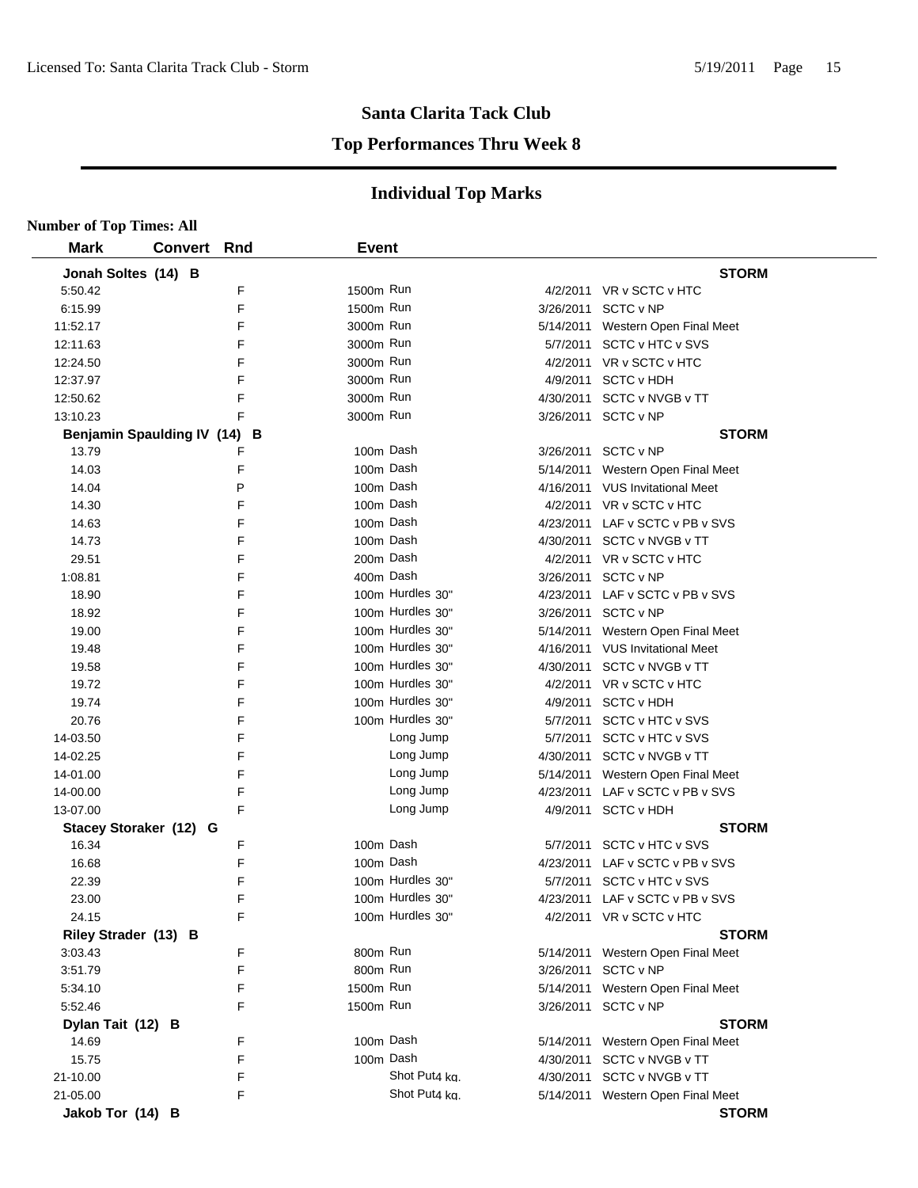## Santa Clarita Tack Club

## Top Performances Thru Week 8

### Individual Top Marks

**Number of Top Times: All**

| Mark | Convert | Rnd | Event | | |
|---|---|---|---|---|---|
| **Jonah Soltes (14) B** | | | | | **STORM** |
| 5:50.42 | | F | 1500m Run | 4/2/2011 | VR v SCTC v HTC |
| 6:15.99 | | F | 1500m Run | 3/26/2011 | SCTC v NP |
| 11:52.17 | | F | 3000m Run | 5/14/2011 | Western Open Final Meet |
| 12:11.63 | | F | 3000m Run | 5/7/2011 | SCTC v HTC v SVS |
| 12:24.50 | | F | 3000m Run | 4/2/2011 | VR v SCTC v HTC |
| 12:37.97 | | F | 3000m Run | 4/9/2011 | SCTC v HDH |
| 12:50.62 | | F | 3000m Run | 4/30/2011 | SCTC v NVGB v TT |
| 13:10.23 | | F | 3000m Run | 3/26/2011 | SCTC v NP |
| **Benjamin Spaulding IV (14) B** | | | | | **STORM** |
| 13.79 | | F | 100m Dash | 3/26/2011 | SCTC v NP |
| 14.03 | | F | 100m Dash | 5/14/2011 | Western Open Final Meet |
| 14.04 | | P | 100m Dash | 4/16/2011 | VUS Invitational Meet |
| 14.30 | | F | 100m Dash | 4/2/2011 | VR v SCTC v HTC |
| 14.63 | | F | 100m Dash | 4/23/2011 | LAF v SCTC v PB v SVS |
| 14.73 | | F | 100m Dash | 4/30/2011 | SCTC v NVGB v TT |
| 29.51 | | F | 200m Dash | 4/2/2011 | VR v SCTC v HTC |
| 1:08.81 | | F | 400m Dash | 3/26/2011 | SCTC v NP |
| 18.90 | | F | 100m Hurdles 30" | 4/23/2011 | LAF v SCTC v PB v SVS |
| 18.92 | | F | 100m Hurdles 30" | 3/26/2011 | SCTC v NP |
| 19.00 | | F | 100m Hurdles 30" | 5/14/2011 | Western Open Final Meet |
| 19.48 | | F | 100m Hurdles 30" | 4/16/2011 | VUS Invitational Meet |
| 19.58 | | F | 100m Hurdles 30" | 4/30/2011 | SCTC v NVGB v TT |
| 19.72 | | F | 100m Hurdles 30" | 4/2/2011 | VR v SCTC v HTC |
| 19.74 | | F | 100m Hurdles 30" | 4/9/2011 | SCTC v HDH |
| 20.76 | | F | 100m Hurdles 30" | 5/7/2011 | SCTC v HTC v SVS |
| 14-03.50 | | F | Long Jump | 5/7/2011 | SCTC v HTC v SVS |
| 14-02.25 | | F | Long Jump | 4/30/2011 | SCTC v NVGB v TT |
| 14-01.00 | | F | Long Jump | 5/14/2011 | Western Open Final Meet |
| 14-00.00 | | F | Long Jump | 4/23/2011 | LAF v SCTC v PB v SVS |
| 13-07.00 | | F | Long Jump | 4/9/2011 | SCTC v HDH |
| **Stacey Storaker (12) G** | | | | | **STORM** |
| 16.34 | | F | 100m Dash | 5/7/2011 | SCTC v HTC v SVS |
| 16.68 | | F | 100m Dash | 4/23/2011 | LAF v SCTC v PB v SVS |
| 22.39 | | F | 100m Hurdles 30" | 5/7/2011 | SCTC v HTC v SVS |
| 23.00 | | F | 100m Hurdles 30" | 4/23/2011 | LAF v SCTC v PB v SVS |
| 24.15 | | F | 100m Hurdles 30" | 4/2/2011 | VR v SCTC v HTC |
| **Riley Strader (13) B** | | | | | **STORM** |
| 3:03.43 | | F | 800m Run | 5/14/2011 | Western Open Final Meet |
| 3:51.79 | | F | 800m Run | 3/26/2011 | SCTC v NP |
| 5:34.10 | | F | 1500m Run | 5/14/2011 | Western Open Final Meet |
| 5:52.46 | | F | 1500m Run | 3/26/2011 | SCTC v NP |
| **Dylan Tait (12) B** | | | | | **STORM** |
| 14.69 | | F | 100m Dash | 5/14/2011 | Western Open Final Meet |
| 15.75 | | F | 100m Dash | 4/30/2011 | SCTC v NVGB v TT |
| 21-10.00 | | F | Shot Put4 kg. | 4/30/2011 | SCTC v NVGB v TT |
| 21-05.00 | | F | Shot Put4 kg. | 5/14/2011 | Western Open Final Meet |
| **Jakob Tor (14) B** | | | | | **STORM** |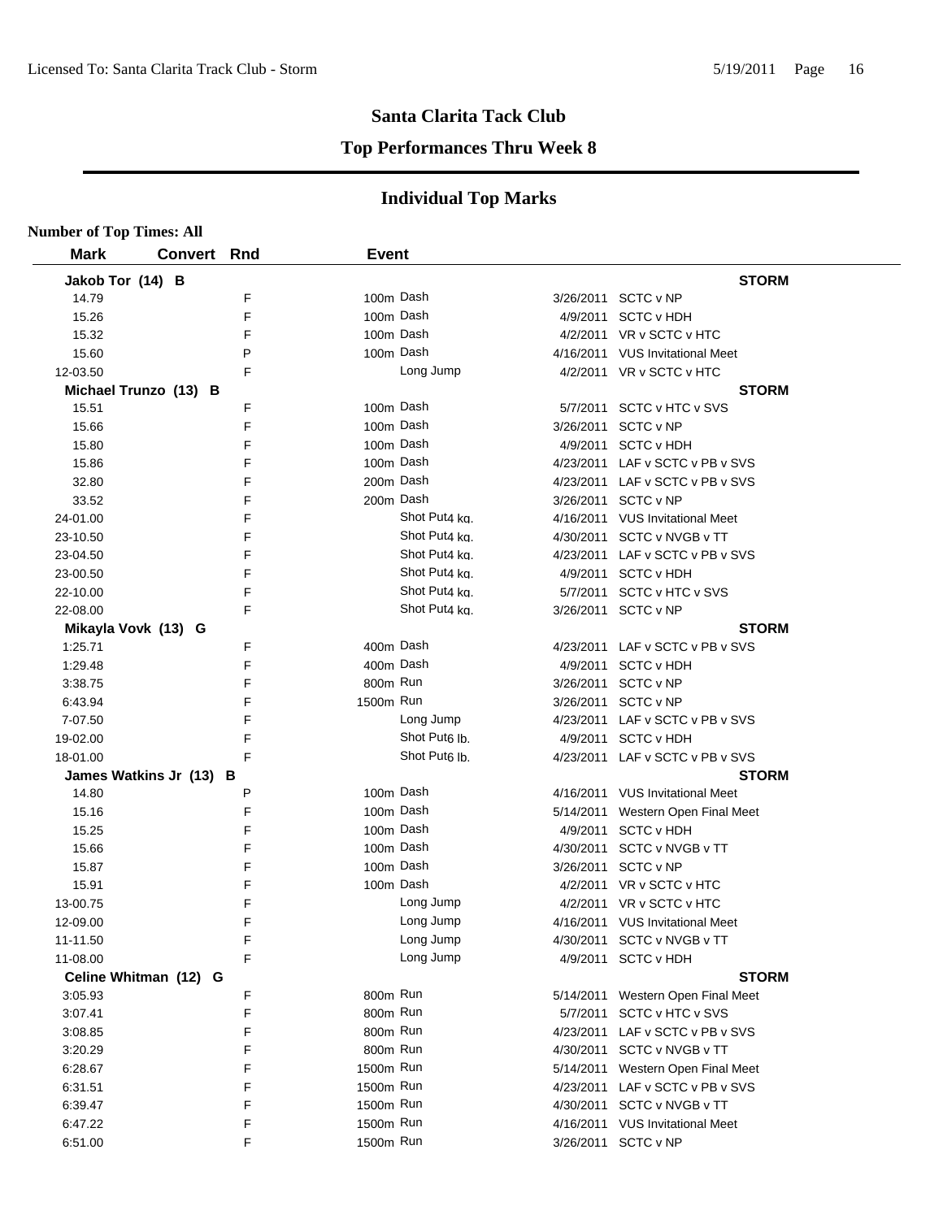## Santa Clarita Tack Club

## Top Performances Thru Week 8

## Individual Top Marks

**Number of Top Times: All**

| Mark | Convert | Rnd | Event | | Date | Meet |
|---|---|---|---|---|---|---|
| **Jakob Tor (14) B** | | | | | | **STORM** |
| 14.79 | | F | 100m | Dash | 3/26/2011 | SCTC v NP |
| 15.26 | | F | 100m | Dash | 4/9/2011 | SCTC v HDH |
| 15.32 | | F | 100m | Dash | 4/2/2011 | VR v SCTC v HTC |
| 15.60 | | P | 100m | Dash | 4/16/2011 | VUS Invitational Meet |
| 12-03.50 | | F | | Long Jump | 4/2/2011 | VR v SCTC v HTC |
| **Michael Trunzo (13) B** | | | | | | **STORM** |
| 15.51 | | F | 100m | Dash | 5/7/2011 | SCTC v HTC v SVS |
| 15.66 | | F | 100m | Dash | 3/26/2011 | SCTC v NP |
| 15.80 | | F | 100m | Dash | 4/9/2011 | SCTC v HDH |
| 15.86 | | F | 100m | Dash | 4/23/2011 | LAF v SCTC v PB v SVS |
| 32.80 | | F | 200m | Dash | 4/23/2011 | LAF v SCTC v PB v SVS |
| 33.52 | | F | 200m | Dash | 3/26/2011 | SCTC v NP |
| 24-01.00 | | F | | Shot Put4 kg. | 4/16/2011 | VUS Invitational Meet |
| 23-10.50 | | F | | Shot Put4 kg. | 4/30/2011 | SCTC v NVGB v TT |
| 23-04.50 | | F | | Shot Put4 kg. | 4/23/2011 | LAF v SCTC v PB v SVS |
| 23-00.50 | | F | | Shot Put4 kg. | 4/9/2011 | SCTC v HDH |
| 22-10.00 | | F | | Shot Put4 kg. | 5/7/2011 | SCTC v HTC v SVS |
| 22-08.00 | | F | | Shot Put4 kg. | 3/26/2011 | SCTC v NP |
| **Mikayla Vovk (13) G** | | | | | | **STORM** |
| 1:25.71 | | F | 400m | Dash | 4/23/2011 | LAF v SCTC v PB v SVS |
| 1:29.48 | | F | 400m | Dash | 4/9/2011 | SCTC v HDH |
| 3:38.75 | | F | 800m | Run | 3/26/2011 | SCTC v NP |
| 6:43.94 | | F | 1500m | Run | 3/26/2011 | SCTC v NP |
| 7-07.50 | | F | | Long Jump | 4/23/2011 | LAF v SCTC v PB v SVS |
| 19-02.00 | | F | | Shot Put6 lb. | 4/9/2011 | SCTC v HDH |
| 18-01.00 | | F | | Shot Put6 lb. | 4/23/2011 | LAF v SCTC v PB v SVS |
| **James Watkins Jr (13) B** | | | | | | **STORM** |
| 14.80 | | P | 100m | Dash | 4/16/2011 | VUS Invitational Meet |
| 15.16 | | F | 100m | Dash | 5/14/2011 | Western Open Final Meet |
| 15.25 | | F | 100m | Dash | 4/9/2011 | SCTC v HDH |
| 15.66 | | F | 100m | Dash | 4/30/2011 | SCTC v NVGB v TT |
| 15.87 | | F | 100m | Dash | 3/26/2011 | SCTC v NP |
| 15.91 | | F | 100m | Dash | 4/2/2011 | VR v SCTC v HTC |
| 13-00.75 | | F | | Long Jump | 4/2/2011 | VR v SCTC v HTC |
| 12-09.00 | | F | | Long Jump | 4/16/2011 | VUS Invitational Meet |
| 11-11.50 | | F | | Long Jump | 4/30/2011 | SCTC v NVGB v TT |
| 11-08.00 | | F | | Long Jump | 4/9/2011 | SCTC v HDH |
| **Celine Whitman (12) G** | | | | | | **STORM** |
| 3:05.93 | | F | 800m | Run | 5/14/2011 | Western Open Final Meet |
| 3:07.41 | | F | 800m | Run | 5/7/2011 | SCTC v HTC v SVS |
| 3:08.85 | | F | 800m | Run | 4/23/2011 | LAF v SCTC v PB v SVS |
| 3:20.29 | | F | 800m | Run | 4/30/2011 | SCTC v NVGB v TT |
| 6:28.67 | | F | 1500m | Run | 5/14/2011 | Western Open Final Meet |
| 6:31.51 | | F | 1500m | Run | 4/23/2011 | LAF v SCTC v PB v SVS |
| 6:39.47 | | F | 1500m | Run | 4/30/2011 | SCTC v NVGB v TT |
| 6:47.22 | | F | 1500m | Run | 4/16/2011 | VUS Invitational Meet |
| 6:51.00 | | F | 1500m | Run | 3/26/2011 | SCTC v NP |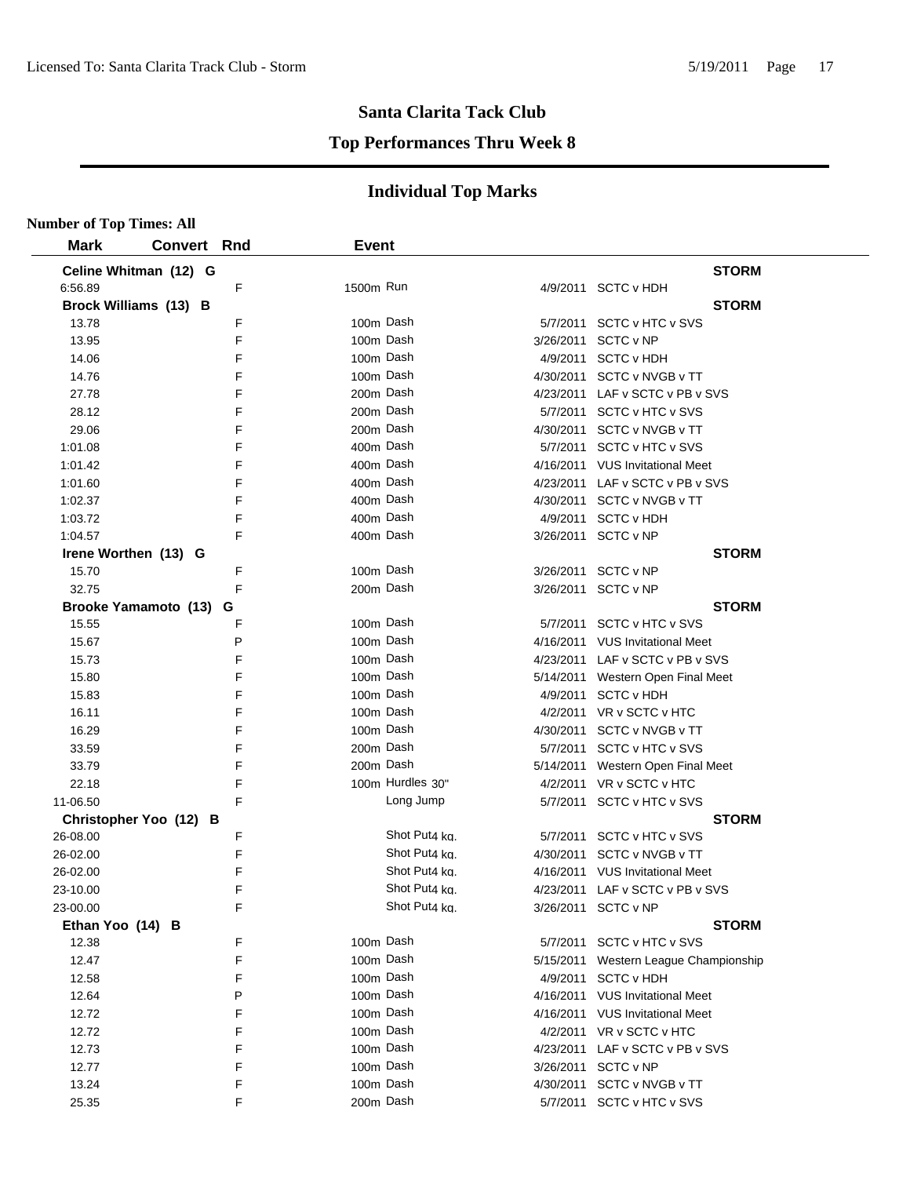# Santa Clarita Tack Club

## Top Performances Thru Week 8

## Individual Top Marks

**Number of Top Times: All**

| Mark | Convert | Rnd | Event | | Date | Meet |
|---|---|---|---|---|---|---|
| **Celine Whitman (12) G** | | | | | | **STORM** |
| 6:56.89 | | F | 1500m | Run | 4/9/2011 | SCTC v HDH |
| **Brock Williams (13) B** | | | | | | **STORM** |
| 13.78 | | F | 100m | Dash | 5/7/2011 | SCTC v HTC v SVS |
| 13.95 | | F | 100m | Dash | 3/26/2011 | SCTC v NP |
| 14.06 | | F | 100m | Dash | 4/9/2011 | SCTC v HDH |
| 14.76 | | F | 100m | Dash | 4/30/2011 | SCTC v NVGB v TT |
| 27.78 | | F | 200m | Dash | 4/23/2011 | LAF v SCTC v PB v SVS |
| 28.12 | | F | 200m | Dash | 5/7/2011 | SCTC v HTC v SVS |
| 29.06 | | F | 200m | Dash | 4/30/2011 | SCTC v NVGB v TT |
| 1:01.08 | | F | 400m | Dash | 5/7/2011 | SCTC v HTC v SVS |
| 1:01.42 | | F | 400m | Dash | 4/16/2011 | VUS Invitational Meet |
| 1:01.60 | | F | 400m | Dash | 4/23/2011 | LAF v SCTC v PB v SVS |
| 1:02.37 | | F | 400m | Dash | 4/30/2011 | SCTC v NVGB v TT |
| 1:03.72 | | F | 400m | Dash | 4/9/2011 | SCTC v HDH |
| 1:04.57 | | F | 400m | Dash | 3/26/2011 | SCTC v NP |
| **Irene Worthen (13) G** | | | | | | **STORM** |
| 15.70 | | F | 100m | Dash | 3/26/2011 | SCTC v NP |
| 32.75 | | F | 200m | Dash | 3/26/2011 | SCTC v NP |
| **Brooke Yamamoto (13) G** | | | | | | **STORM** |
| 15.55 | | F | 100m | Dash | 5/7/2011 | SCTC v HTC v SVS |
| 15.67 | | P | 100m | Dash | 4/16/2011 | VUS Invitational Meet |
| 15.73 | | F | 100m | Dash | 4/23/2011 | LAF v SCTC v PB v SVS |
| 15.80 | | F | 100m | Dash | 5/14/2011 | Western Open Final Meet |
| 15.83 | | F | 100m | Dash | 4/9/2011 | SCTC v HDH |
| 16.11 | | F | 100m | Dash | 4/2/2011 | VR v SCTC v HTC |
| 16.29 | | F | 100m | Dash | 4/30/2011 | SCTC v NVGB v TT |
| 33.59 | | F | 200m | Dash | 5/7/2011 | SCTC v HTC v SVS |
| 33.79 | | F | 200m | Dash | 5/14/2011 | Western Open Final Meet |
| 22.18 | | F | 100m | Hurdles 30" | 4/2/2011 | VR v SCTC v HTC |
| 11-06.50 | | F | | Long Jump | 5/7/2011 | SCTC v HTC v SVS |
| **Christopher Yoo (12) B** | | | | | | **STORM** |
| 26-08.00 | | F | | Shot Put4 kg. | 5/7/2011 | SCTC v HTC v SVS |
| 26-02.00 | | F | | Shot Put4 kg. | 4/30/2011 | SCTC v NVGB v TT |
| 26-02.00 | | F | | Shot Put4 kg. | 4/16/2011 | VUS Invitational Meet |
| 23-10.00 | | F | | Shot Put4 kg. | 4/23/2011 | LAF v SCTC v PB v SVS |
| 23-00.00 | | F | | Shot Put4 kg. | 3/26/2011 | SCTC v NP |
| **Ethan Yoo (14) B** | | | | | | **STORM** |
| 12.38 | | F | 100m | Dash | 5/7/2011 | SCTC v HTC v SVS |
| 12.47 | | F | 100m | Dash | 5/15/2011 | Western League Championship |
| 12.58 | | F | 100m | Dash | 4/9/2011 | SCTC v HDH |
| 12.64 | | P | 100m | Dash | 4/16/2011 | VUS Invitational Meet |
| 12.72 | | F | 100m | Dash | 4/16/2011 | VUS Invitational Meet |
| 12.72 | | F | 100m | Dash | 4/2/2011 | VR v SCTC v HTC |
| 12.73 | | F | 100m | Dash | 4/23/2011 | LAF v SCTC v PB v SVS |
| 12.77 | | F | 100m | Dash | 3/26/2011 | SCTC v NP |
| 13.24 | | F | 100m | Dash | 4/30/2011 | SCTC v NVGB v TT |
| 25.35 | | F | 200m | Dash | 5/7/2011 | SCTC v HTC v SVS |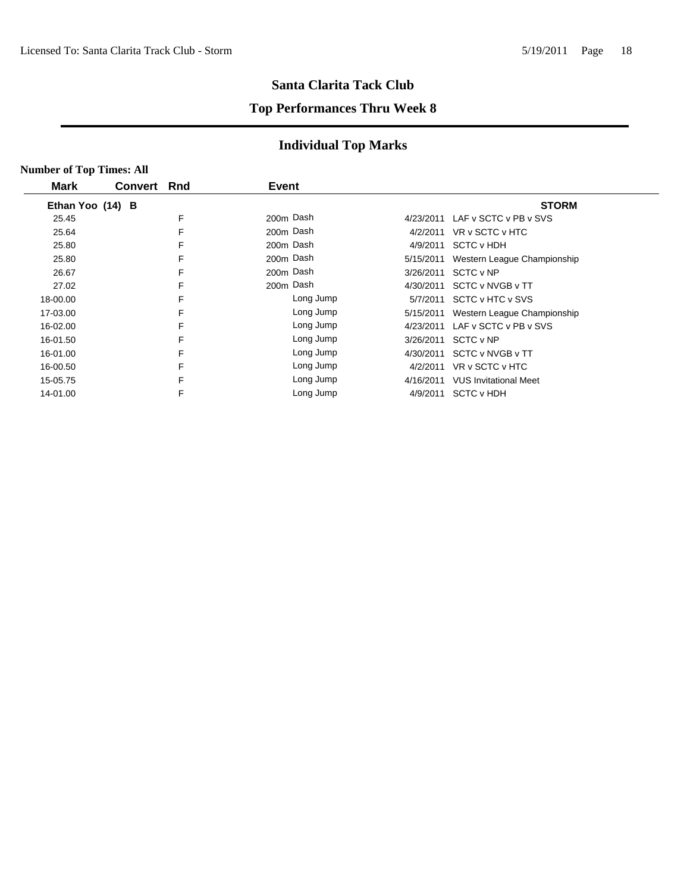# Santa Clarita Tack Club

## Top Performances Thru Week 8

## Individual Top Marks

**Number of Top Times: All**

| Mark | Convert | Rnd | Event | Date | Meet |
|---|---|---|---|---|---|
| **Ethan Yoo (14) B** | | | | | **STORM** |
| 25.45 | | F | 200m Dash | 4/23/2011 | LAF v SCTC v PB v SVS |
| 25.64 | | F | 200m Dash | 4/2/2011 | VR v SCTC v HTC |
| 25.80 | | F | 200m Dash | 4/9/2011 | SCTC v HDH |
| 25.80 | | F | 200m Dash | 5/15/2011 | Western League Championship |
| 26.67 | | F | 200m Dash | 3/26/2011 | SCTC v NP |
| 27.02 | | F | 200m Dash | 4/30/2011 | SCTC v NVGB v TT |
| 18-00.00 | | F | Long Jump | 5/7/2011 | SCTC v HTC v SVS |
| 17-03.00 | | F | Long Jump | 5/15/2011 | Western League Championship |
| 16-02.00 | | F | Long Jump | 4/23/2011 | LAF v SCTC v PB v SVS |
| 16-01.50 | | F | Long Jump | 3/26/2011 | SCTC v NP |
| 16-01.00 | | F | Long Jump | 4/30/2011 | SCTC v NVGB v TT |
| 16-00.50 | | F | Long Jump | 4/2/2011 | VR v SCTC v HTC |
| 15-05.75 | | F | Long Jump | 4/16/2011 | VUS Invitational Meet |
| 14-01.00 | | F | Long Jump | 4/9/2011 | SCTC v HDH |